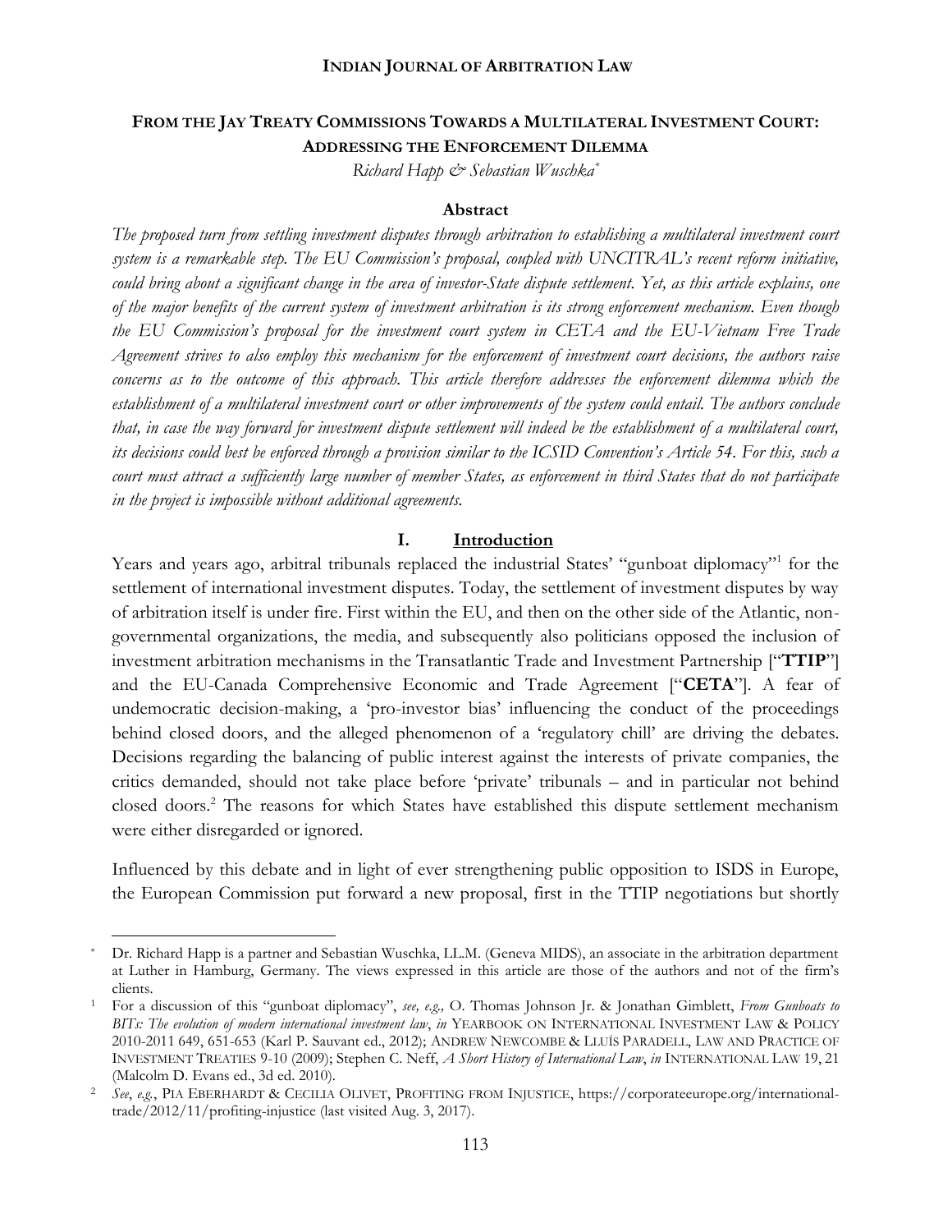# From the Jay Treaty Commissions Towards a Multilateral Investment Court: Addressing the Enforcement Dilemma

*Richard Happ & Sebastian Wuschka*[*]

## Abstract

*The proposed turn from settling investment disputes through arbitration to establishing a multilateral investment court system is a remarkable step. The EU Commission's proposal, coupled with UNCITRAL's recent reform initiative, could bring about a significant change in the area of investor-State dispute settlement. Yet, as this article explains, one of the major benefits of the current system of investment arbitration is its strong enforcement mechanism. Even though the EU Commission's proposal for the investment court system in CETA and the EU-Vietnam Free Trade Agreement strives to also employ this mechanism for the enforcement of investment court decisions, the authors raise concerns as to the outcome of this approach. This article therefore addresses the enforcement dilemma which the establishment of a multilateral investment court or other improvements of the system could entail. The authors conclude that, in case the way forward for investment dispute settlement will indeed be the establishment of a multilateral court, its decisions could best be enforced through a provision similar to the ICSID Convention's Article 54. For this, such a court must attract a sufficiently large number of member States, as enforcement in third States that do not participate in the project is impossible without additional agreements.*

## I. Introduction

Years and years ago, arbitral tribunals replaced the industrial States' "gunboat diplomacy"[1] for the settlement of international investment disputes. Today, the settlement of investment disputes by way of arbitration itself is under fire. First within the EU, and then on the other side of the Atlantic, non-governmental organizations, the media, and subsequently also politicians opposed the inclusion of investment arbitration mechanisms in the Transatlantic Trade and Investment Partnership ["**TTIP**"] and the EU-Canada Comprehensive Economic and Trade Agreement ["**CETA**"]. A fear of undemocratic decision-making, a 'pro-investor bias' influencing the conduct of the proceedings behind closed doors, and the alleged phenomenon of a 'regulatory chill' are driving the debates. Decisions regarding the balancing of public interest against the interests of private companies, the critics demanded, should not take place before 'private' tribunals – and in particular not behind closed doors.[2] The reasons for which States have established this dispute settlement mechanism were either disregarded or ignored.

Influenced by this debate and in light of ever strengthening public opposition to ISDS in Europe, the European Commission put forward a new proposal, first in the TTIP negotiations but shortly

---

[*] Dr. Richard Happ is a partner and Sebastian Wuschka, LL.M. (Geneva MIDS), an associate in the arbitration department at Luther in Hamburg, Germany. The views expressed in this article are those of the authors and not of the firm's clients.

[1] For a discussion of this "gunboat diplomacy", *see, e.g.,* O. Thomas Johnson Jr. & Jonathan Gimblett, *From Gunboats to BITs: The evolution of modern international investment law*, *in* YEARBOOK ON INTERNATIONAL INVESTMENT LAW & POLICY 2010-2011 649, 651-653 (Karl P. Sauvant ed., 2012); ANDREW NEWCOMBE & LLUÍS PARADELL, LAW AND PRACTICE OF INVESTMENT TREATIES 9-10 (2009); Stephen C. Neff, *A Short History of International Law*, *in* INTERNATIONAL LAW 19, 21 (Malcolm D. Evans ed., 3d ed. 2010).

[2] *See*, *e.g.*, PIA EBERHARDT & CECILIA OLIVET, PROFITING FROM INJUSTICE, https://corporateeurope.org/international-trade/2012/11/profiting-injustice (last visited Aug. 3, 2017).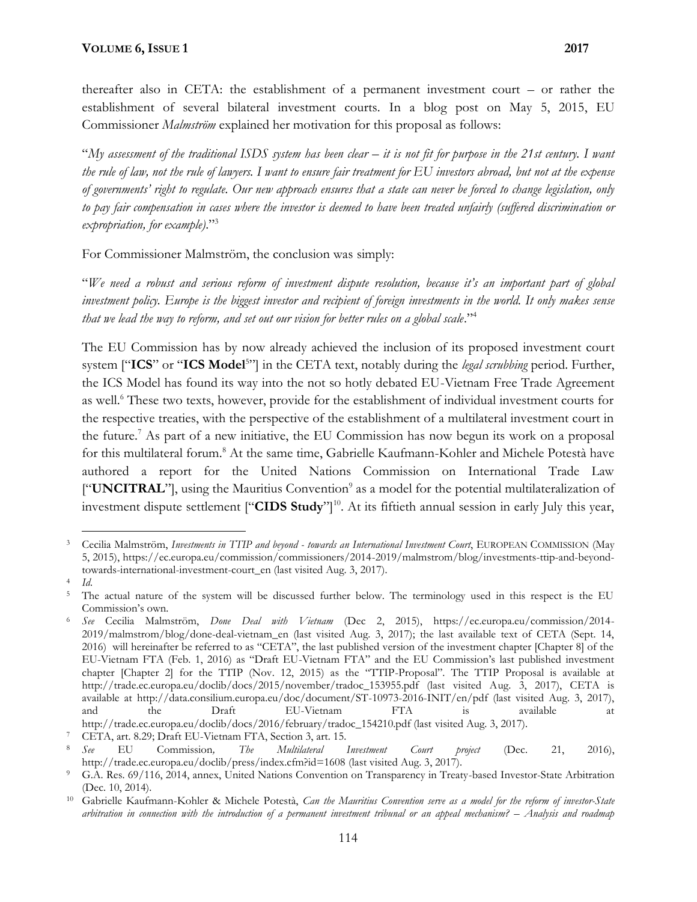thereafter also in CETA: the establishment of a permanent investment court – or rather the establishment of several bilateral investment courts. In a blog post on May 5, 2015, EU Commissioner *Malmström* explained her motivation for this proposal as follows:

"*My assessment of the traditional ISDS system has been clear – it is not fit for purpose in the 21st century. I want the rule of law, not the rule of lawyers. I want to ensure fair treatment for EU investors abroad, but not at the expense of governments' right to regulate. Our new approach ensures that a state can never be forced to change legislation, only to pay fair compensation in cases where the investor is deemed to have been treated unfairly (suffered discrimination or expropriation, for example).*"[3]

For Commissioner Malmström, the conclusion was simply:

"*We need a robust and serious reform of investment dispute resolution, because it's an important part of global investment policy. Europe is the biggest investor and recipient of foreign investments in the world. It only makes sense that we lead the way to reform, and set out our vision for better rules on a global scale*."[4]

The EU Commission has by now already achieved the inclusion of its proposed investment court system ["**ICS**" or "**ICS Model**[5]"] in the CETA text, notably during the *legal scrubbing* period. Further, the ICS Model has found its way into the not so hotly debated EU-Vietnam Free Trade Agreement as well.[6] These two texts, however, provide for the establishment of individual investment courts for the respective treaties, with the perspective of the establishment of a multilateral investment court in the future.[7] As part of a new initiative, the EU Commission has now begun its work on a proposal for this multilateral forum.[8] At the same time, Gabrielle Kaufmann-Kohler and Michele Potestà have authored a report for the United Nations Commission on International Trade Law ["**UNCITRAL**"], using the Mauritius Convention[9] as a model for the potential multilateralization of investment dispute settlement ["**CIDS Study**"][10]. At its fiftieth annual session in early July this year,

---

[3] Cecilia Malmström, *Investments in TTIP and beyond - towards an International Investment Court*, EUROPEAN COMMISSION (May 5, 2015), https://ec.europa.eu/commission/commissioners/2014-2019/malmstrom/blog/investments-ttip-and-beyond-towards-international-investment-court_en (last visited Aug. 3, 2017).

[4] *Id*.

[5] The actual nature of the system will be discussed further below. The terminology used in this respect is the EU Commission's own.

[6] *See* Cecilia Malmström, *Done Deal with Vietnam* (Dec 2, 2015), https://ec.europa.eu/commission/2014-2019/malmstrom/blog/done-deal-vietnam_en (last visited Aug. 3, 2017); the last available text of CETA (Sept. 14, 2016) will hereinafter be referred to as "CETA", the last published version of the investment chapter [Chapter 8] of the EU-Vietnam FTA (Feb. 1, 2016) as "Draft EU-Vietnam FTA" and the EU Commission's last published investment chapter [Chapter 2] for the TTIP (Nov. 12, 2015) as the "TTIP-Proposal". The TTIP Proposal is available at http://trade.ec.europa.eu/doclib/docs/2015/november/tradoc_153955.pdf (last visited Aug. 3, 2017), CETA is available at http://data.consilium.europa.eu/doc/document/ST-10973-2016-INIT/en/pdf (last visited Aug. 3, 2017), and the Draft EU-Vietnam FTA is available at http://trade.ec.europa.eu/doclib/docs/2016/february/tradoc_154210.pdf (last visited Aug. 3, 2017).

[7] CETA, art. 8.29; Draft EU-Vietnam FTA, Section 3, art. 15.

[8] *See* EU Commission, *The Multilateral Investment Court project* (Dec. 21, 2016), http://trade.ec.europa.eu/doclib/press/index.cfm?id=1608 (last visited Aug. 3, 2017).

[9] G.A. Res. 69/116, 2014, annex, United Nations Convention on Transparency in Treaty-based Investor-State Arbitration (Dec. 10, 2014).

[10] Gabrielle Kaufmann-Kohler & Michele Potestà, *Can the Mauritius Convention serve as a model for the reform of investor-State arbitration in connection with the introduction of a permanent investment tribunal or an appeal mechanism? – Analysis and roadmap*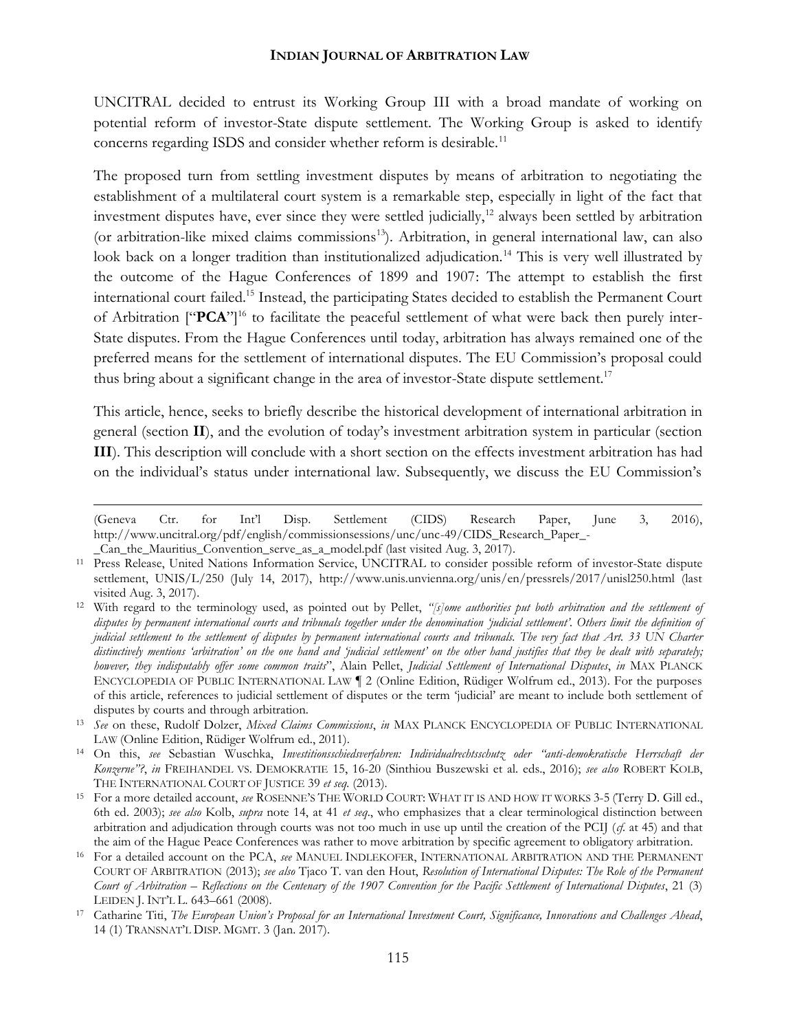UNCITRAL decided to entrust its Working Group III with a broad mandate of working on potential reform of investor-State dispute settlement. The Working Group is asked to identify concerns regarding ISDS and consider whether reform is desirable.[11]

The proposed turn from settling investment disputes by means of arbitration to negotiating the establishment of a multilateral court system is a remarkable step, especially in light of the fact that investment disputes have, ever since they were settled judicially,[12] always been settled by arbitration (or arbitration-like mixed claims commissions[13]). Arbitration, in general international law, can also look back on a longer tradition than institutionalized adjudication.[14] This is very well illustrated by the outcome of the Hague Conferences of 1899 and 1907: The attempt to establish the first international court failed.[15] Instead, the participating States decided to establish the Permanent Court of Arbitration ["**PCA**"][16] to facilitate the peaceful settlement of what were back then purely inter-State disputes. From the Hague Conferences until today, arbitration has always remained one of the preferred means for the settlement of international disputes. The EU Commission's proposal could thus bring about a significant change in the area of investor-State dispute settlement.[17]

This article, hence, seeks to briefly describe the historical development of international arbitration in general (section **II**), and the evolution of today's investment arbitration system in particular (section **III**). This description will conclude with a short section on the effects investment arbitration has had on the individual's status under international law. Subsequently, we discuss the EU Commission's

---

(Geneva Ctr. for Int'l Disp. Settlement (CIDS) Research Paper, June 3, 2016), http://www.uncitral.org/pdf/english/commissionsessions/unc/unc-49/CIDS_Research_Paper_-_Can_the_Mauritius_Convention_serve_as_a_model.pdf (last visited Aug. 3, 2017).

[11] Press Release, United Nations Information Service, UNCITRAL to consider possible reform of investor-State dispute settlement, UNIS/L/250 (July 14, 2017), http://www.unis.unvienna.org/unis/en/pressrels/2017/unisl250.html (last visited Aug. 3, 2017).

[12] With regard to the terminology used, as pointed out by Pellet, *"[s]ome authorities put both arbitration and the settlement of disputes by permanent international courts and tribunals together under the denomination 'judicial settlement'. Others limit the definition of judicial settlement to the settlement of disputes by permanent international courts and tribunals. The very fact that Art. 33 UN Charter distinctively mentions 'arbitration' on the one hand and 'judicial settlement' on the other hand justifies that they be dealt with separately; however, they indisputably offer some common traits*", Alain Pellet, *Judicial Settlement of International Disputes*, *in* MAX PLANCK ENCYCLOPEDIA OF PUBLIC INTERNATIONAL LAW ¶ 2 (Online Edition, Rüdiger Wolfrum ed., 2013). For the purposes of this article, references to judicial settlement of disputes or the term 'judicial' are meant to include both settlement of disputes by courts and through arbitration.

[13] *See* on these, Rudolf Dolzer, *Mixed Claims Commissions*, *in* MAX PLANCK ENCYCLOPEDIA OF PUBLIC INTERNATIONAL LAW (Online Edition, Rüdiger Wolfrum ed., 2011).

[14] On this, *see* Sebastian Wuschka, *Investitionsschiedsverfahren: Individualrechtsschutz oder "anti-demokratische Herrschaft der Konzerne"?*, *in* FREIHANDEL VS. DEMOKRATIE 15, 16-20 (Sinthiou Buszewski et al. eds., 2016); *see also* ROBERT KOLB, THE INTERNATIONAL COURT OF JUSTICE 39 *et seq.* (2013).

[15] For a more detailed account, *see* ROSENNE'S THE WORLD COURT: WHAT IT IS AND HOW IT WORKS 3-5 (Terry D. Gill ed., 6th ed. 2003); *see also* Kolb, *supra* note 14, at 41 *et seq*., who emphasizes that a clear terminological distinction between arbitration and adjudication through courts was not too much in use up until the creation of the PCIJ (*cf.* at 45) and that the aim of the Hague Peace Conferences was rather to move arbitration by specific agreement to obligatory arbitration.

[16] For a detailed account on the PCA, *see* MANUEL INDLEKOFER, INTERNATIONAL ARBITRATION AND THE PERMANENT COURT OF ARBITRATION (2013); *see also* Tjaco T. van den Hout, *Resolution of International Disputes: The Role of the Permanent Court of Arbitration – Reflections on the Centenary of the 1907 Convention for the Pacific Settlement of International Disputes*, 21 (3) LEIDEN J. INT'L L. 643–661 (2008).

[17] Catharine Titi, *The European Union's Proposal for an International Investment Court, Significance, Innovations and Challenges Ahead*, 14 (1) TRANSNAT'L DISP. MGMT. 3 (Jan. 2017).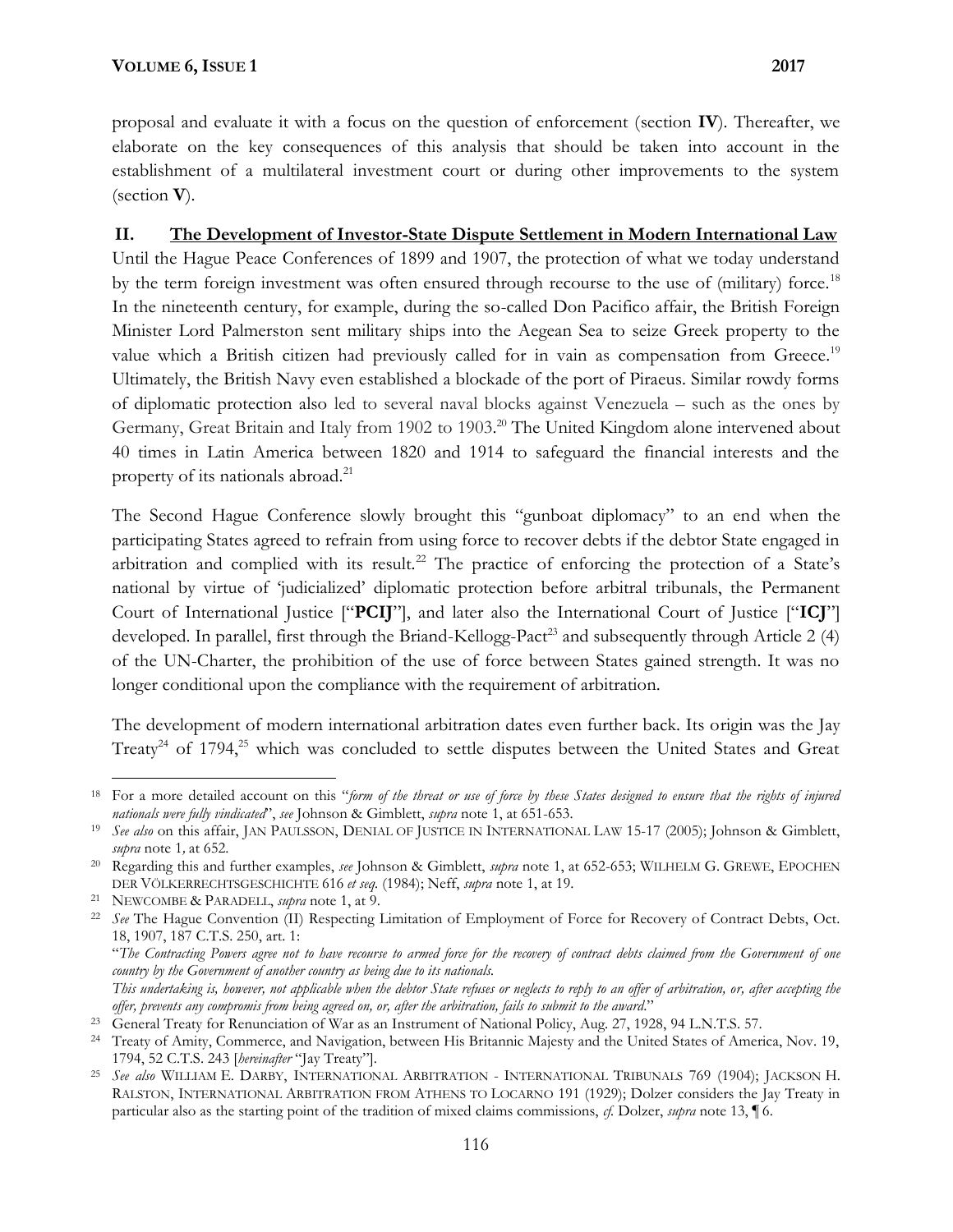proposal and evaluate it with a focus on the question of enforcement (section **IV**). Thereafter, we elaborate on the key consequences of this analysis that should be taken into account in the establishment of a multilateral investment court or during other improvements to the system (section **V**).

## II. The Development of Investor-State Dispute Settlement in Modern International Law

Until the Hague Peace Conferences of 1899 and 1907, the protection of what we today understand by the term foreign investment was often ensured through recourse to the use of (military) force.[18] In the nineteenth century, for example, during the so-called Don Pacifico affair, the British Foreign Minister Lord Palmerston sent military ships into the Aegean Sea to seize Greek property to the value which a British citizen had previously called for in vain as compensation from Greece.[19] Ultimately, the British Navy even established a blockade of the port of Piraeus. Similar rowdy forms of diplomatic protection also led to several naval blocks against Venezuela – such as the ones by Germany, Great Britain and Italy from 1902 to 1903.[20] The United Kingdom alone intervened about 40 times in Latin America between 1820 and 1914 to safeguard the financial interests and the property of its nationals abroad.[21]

The Second Hague Conference slowly brought this "gunboat diplomacy" to an end when the participating States agreed to refrain from using force to recover debts if the debtor State engaged in arbitration and complied with its result.[22] The practice of enforcing the protection of a State's national by virtue of 'judicialized' diplomatic protection before arbitral tribunals, the Permanent Court of International Justice ["**PCIJ**"], and later also the International Court of Justice ["**ICJ**"] developed. In parallel, first through the Briand-Kellogg-Pact[23] and subsequently through Article 2 (4) of the UN-Charter, the prohibition of the use of force between States gained strength. It was no longer conditional upon the compliance with the requirement of arbitration.

The development of modern international arbitration dates even further back. Its origin was the Jay Treaty[24] of 1794,[25] which was concluded to settle disputes between the United States and Great

---

[18] For a more detailed account on this "*form of the threat or use of force by these States designed to ensure that the rights of injured nationals were fully vindicated*", *see* Johnson & Gimblett, *supra* note 1, at 651-653.

[19] *See also* on this affair, JAN PAULSSON, DENIAL OF JUSTICE IN INTERNATIONAL LAW 15-17 (2005); Johnson & Gimblett, *supra* note 1, at 652.

[20] Regarding this and further examples, *see* Johnson & Gimblett, *supra* note 1, at 652-653; WILHELM G. GREWE, EPOCHEN DER VÖLKERRECHTSGESCHICHTE 616 *et seq.* (1984); Neff, *supra* note 1, at 19.

[21] NEWCOMBE & PARADELL, *supra* note 1, at 9.

[22] *See* The Hague Convention (II) Respecting Limitation of Employment of Force for Recovery of Contract Debts, Oct. 18, 1907, 187 C.T.S. 250, art. 1:
"*The Contracting Powers agree not to have recourse to armed force for the recovery of contract debts claimed from the Government of one country by the Government of another country as being due to its nationals.*
*This undertaking is, however, not applicable when the debtor State refuses or neglects to reply to an offer of arbitration, or, after accepting the offer, prevents any compromis from being agreed on, or, after the arbitration, fails to submit to the award.*"

[23] General Treaty for Renunciation of War as an Instrument of National Policy, Aug. 27, 1928, 94 L.N.T.S. 57.

[24] Treaty of Amity, Commerce, and Navigation, between His Britannic Majesty and the United States of America, Nov. 19, 1794, 52 C.T.S. 243 [*hereinafter* "Jay Treaty"].

[25] *See also* WILLIAM E. DARBY, INTERNATIONAL ARBITRATION - INTERNATIONAL TRIBUNALS 769 (1904); JACKSON H. RALSTON, INTERNATIONAL ARBITRATION FROM ATHENS TO LOCARNO 191 (1929); Dolzer considers the Jay Treaty in particular also as the starting point of the tradition of mixed claims commissions, *cf.* Dolzer, *supra* note 13, ¶ 6.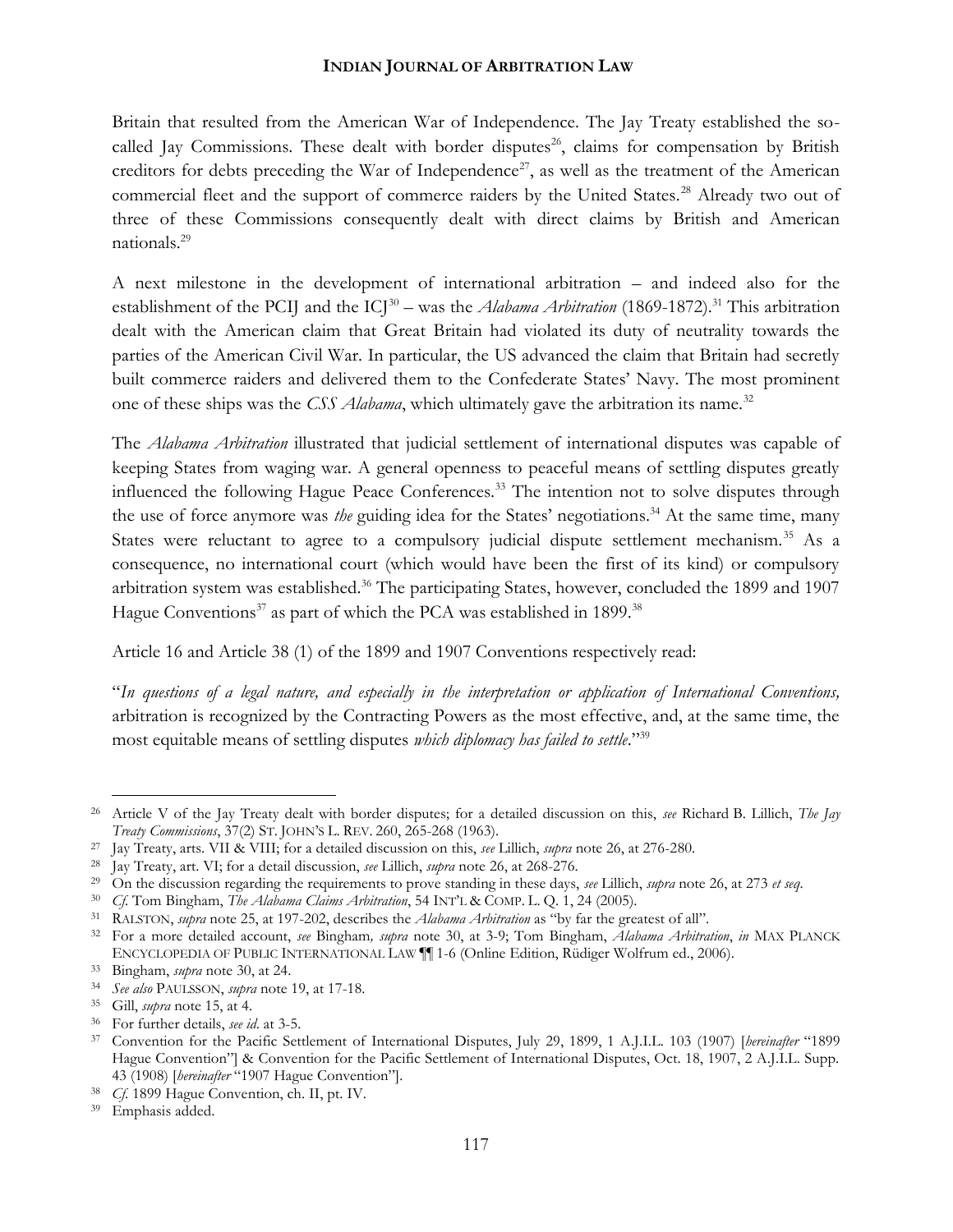Britain that resulted from the American War of Independence. The Jay Treaty established the so-called Jay Commissions. These dealt with border disputes[26], claims for compensation by British creditors for debts preceding the War of Independence[27], as well as the treatment of the American commercial fleet and the support of commerce raiders by the United States.[28] Already two out of three of these Commissions consequently dealt with direct claims by British and American nationals.[29]

A next milestone in the development of international arbitration – and indeed also for the establishment of the PCIJ and the ICJ[30] – was the *Alabama Arbitration* (1869-1872).[31] This arbitration dealt with the American claim that Great Britain had violated its duty of neutrality towards the parties of the American Civil War. In particular, the US advanced the claim that Britain had secretly built commerce raiders and delivered them to the Confederate States' Navy. The most prominent one of these ships was the *CSS Alabama*, which ultimately gave the arbitration its name.[32]

The *Alabama Arbitration* illustrated that judicial settlement of international disputes was capable of keeping States from waging war. A general openness to peaceful means of settling disputes greatly influenced the following Hague Peace Conferences.[33] The intention not to solve disputes through the use of force anymore was *the* guiding idea for the States' negotiations.[34] At the same time, many States were reluctant to agree to a compulsory judicial dispute settlement mechanism.[35] As a consequence, no international court (which would have been the first of its kind) or compulsory arbitration system was established.[36] The participating States, however, concluded the 1899 and 1907 Hague Conventions[37] as part of which the PCA was established in 1899.[38]

Article 16 and Article 38 (1) of the 1899 and 1907 Conventions respectively read:

"*In questions of a legal nature, and especially in the interpretation or application of International Conventions,* arbitration is recognized by the Contracting Powers as the most effective, and, at the same time, the most equitable means of settling disputes *which diplomacy has failed to settle*."[39]

---

[26] Article V of the Jay Treaty dealt with border disputes; for a detailed discussion on this, *see* Richard B. Lillich, *The Jay Treaty Commissions*, 37(2) ST. JOHN'S L. REV. 260, 265-268 (1963).

[27] Jay Treaty, arts. VII & VIII; for a detailed discussion on this, *see* Lillich, *supra* note 26, at 276-280.

[28] Jay Treaty, art. VI; for a detail discussion, *see* Lillich, *supra* note 26, at 268-276.

[29] On the discussion regarding the requirements to prove standing in these days, *see* Lillich, *supra* note 26, at 273 *et seq*.

[30] *Cf*. Tom Bingham, *The Alabama Claims Arbitration*, 54 INT'L & COMP. L. Q. 1, 24 (2005).

[31] RALSTON, *supra* note 25, at 197-202, describes the *Alabama Arbitration* as "by far the greatest of all".

[32] For a more detailed account, *see* Bingham*, supra* note 30, at 3-9; Tom Bingham, *Alabama Arbitration*, *in* MAX PLANCK ENCYCLOPEDIA OF PUBLIC INTERNATIONAL LAW ¶¶ 1-6 (Online Edition, Rüdiger Wolfrum ed., 2006).

[33] Bingham, *supra* note 30, at 24.

[34] *See also* PAULSSON, *supra* note 19, at 17-18.

[35] Gill, *supra* note 15, at 4.

[36] For further details, *see id*. at 3-5.

[37] Convention for the Pacific Settlement of International Disputes, July 29, 1899, 1 A.J.I.L. 103 (1907) [*hereinafter* "1899 Hague Convention"] & Convention for the Pacific Settlement of International Disputes, Oct. 18, 1907, 2 A.J.I.L. Supp. 43 (1908) [*hereinafter* "1907 Hague Convention"].

[38] *Cf*. 1899 Hague Convention, ch. II, pt. IV.

[39] Emphasis added.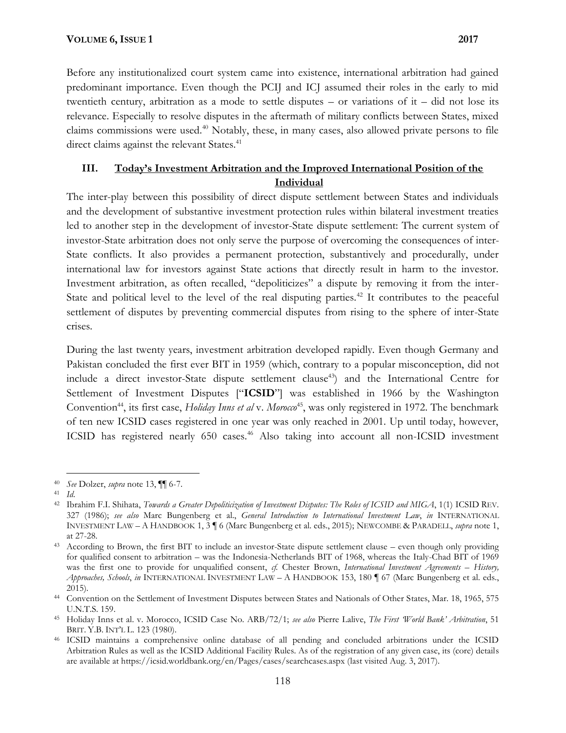Before any institutionalized court system came into existence, international arbitration had gained predominant importance. Even though the PCIJ and ICJ assumed their roles in the early to mid twentieth century, arbitration as a mode to settle disputes – or variations of it – did not lose its relevance. Especially to resolve disputes in the aftermath of military conflicts between States, mixed claims commissions were used.[40] Notably, these, in many cases, also allowed private persons to file direct claims against the relevant States.[41]

## III. Today's Investment Arbitration and the Improved International Position of the Individual

The inter-play between this possibility of direct dispute settlement between States and individuals and the development of substantive investment protection rules within bilateral investment treaties led to another step in the development of investor-State dispute settlement: The current system of investor-State arbitration does not only serve the purpose of overcoming the consequences of inter-State conflicts. It also provides a permanent protection, substantively and procedurally, under international law for investors against State actions that directly result in harm to the investor. Investment arbitration, as often recalled, "depoliticizes" a dispute by removing it from the inter-State and political level to the level of the real disputing parties.[42] It contributes to the peaceful settlement of disputes by preventing commercial disputes from rising to the sphere of inter-State crises.

During the last twenty years, investment arbitration developed rapidly. Even though Germany and Pakistan concluded the first ever BIT in 1959 (which, contrary to a popular misconception, did not include a direct investor-State dispute settlement clause[43]) and the International Centre for Settlement of Investment Disputes ["**ICSID**"] was established in 1966 by the Washington Convention[44], its first case, *Holiday Inns et al* v. *Morocco*[45], was only registered in 1972. The benchmark of ten new ICSID cases registered in one year was only reached in 2001. Up until today, however, ICSID has registered nearly 650 cases.[46] Also taking into account all non-ICSID investment

---

[40] *See* Dolzer, *supra* note 13, ¶¶ 6-7.

[41] *Id.*

[42] Ibrahim F.I. Shihata, *Towards a Greater Depoliticization of Investment Disputes: The Roles of ICSID and MIGA*, 1(1) ICSID REV. 327 (1986); *see also* Marc Bungenberg et al., *General Introduction to International Investment Law*, *in* INTERNATIONAL INVESTMENT LAW – A HANDBOOK 1, 3 ¶ 6 (Marc Bungenberg et al. eds., 2015); NEWCOMBE & PARADELL, *supra* note 1, at 27-28.

[43] According to Brown, the first BIT to include an investor-State dispute settlement clause – even though only providing for qualified consent to arbitration – was the Indonesia-Netherlands BIT of 1968, whereas the Italy-Chad BIT of 1969 was the first one to provide for unqualified consent, *cf.* Chester Brown, *International Investment Agreements – History, Approaches, Schools*, *in* INTERNATIONAL INVESTMENT LAW – A HANDBOOK 153, 180 ¶ 67 (Marc Bungenberg et al. eds., 2015).

[44] Convention on the Settlement of Investment Disputes between States and Nationals of Other States, Mar. 18, 1965, 575 U.N.T.S. 159.

[45] Holiday Inns et al. v. Morocco, ICSID Case No. ARB/72/1; *see also* Pierre Lalive, *The First 'World Bank' Arbitration*, 51 BRIT. Y.B. INT'L L. 123 (1980).

[46] ICSID maintains a comprehensive online database of all pending and concluded arbitrations under the ICSID Arbitration Rules as well as the ICSID Additional Facility Rules. As of the registration of any given case, its (core) details are available at https://icsid.worldbank.org/en/Pages/cases/searchcases.aspx (last visited Aug. 3, 2017).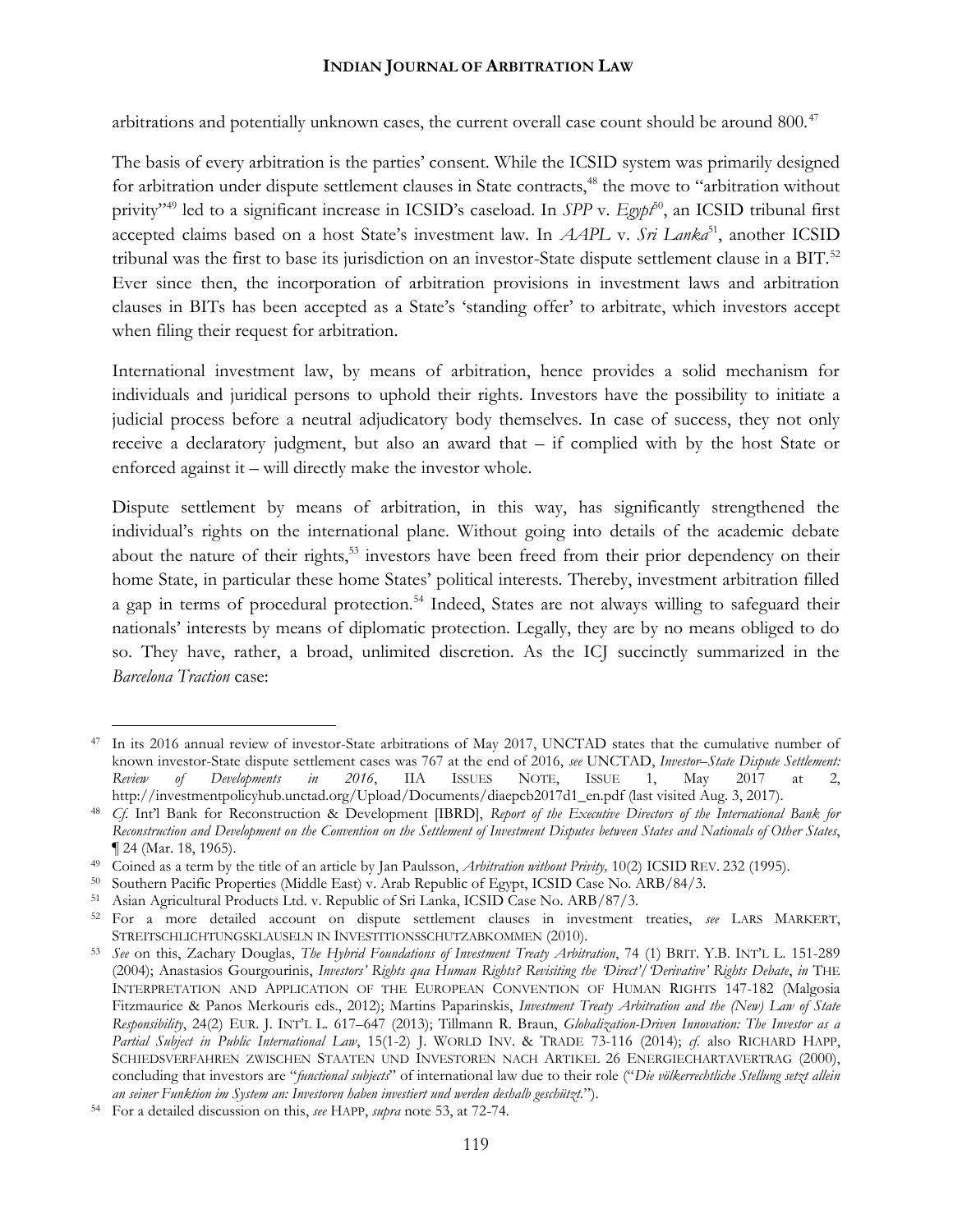arbitrations and potentially unknown cases, the current overall case count should be around 800.[47]

The basis of every arbitration is the parties' consent. While the ICSID system was primarily designed for arbitration under dispute settlement clauses in State contracts,[48] the move to "arbitration without privity"[49] led to a significant increase in ICSID's caseload. In *SPP* v. *Egypt*[50], an ICSID tribunal first accepted claims based on a host State's investment law. In *AAPL* v. *Sri Lanka*[51], another ICSID tribunal was the first to base its jurisdiction on an investor-State dispute settlement clause in a BIT.[52] Ever since then, the incorporation of arbitration provisions in investment laws and arbitration clauses in BITs has been accepted as a State's 'standing offer' to arbitrate, which investors accept when filing their request for arbitration.

International investment law, by means of arbitration, hence provides a solid mechanism for individuals and juridical persons to uphold their rights. Investors have the possibility to initiate a judicial process before a neutral adjudicatory body themselves. In case of success, they not only receive a declaratory judgment, but also an award that – if complied with by the host State or enforced against it – will directly make the investor whole.

Dispute settlement by means of arbitration, in this way, has significantly strengthened the individual's rights on the international plane. Without going into details of the academic debate about the nature of their rights,[53] investors have been freed from their prior dependency on their home State, in particular these home States' political interests. Thereby, investment arbitration filled a gap in terms of procedural protection.[54] Indeed, States are not always willing to safeguard their nationals' interests by means of diplomatic protection. Legally, they are by no means obliged to do so. They have, rather, a broad, unlimited discretion. As the ICJ succinctly summarized in the *Barcelona Traction* case:

---

[47] In its 2016 annual review of investor-State arbitrations of May 2017, UNCTAD states that the cumulative number of known investor-State dispute settlement cases was 767 at the end of 2016, *see* UNCTAD, *Investor–State Dispute Settlement: Review of Developments in 2016*, IIA ISSUES NOTE, ISSUE 1, May 2017 at 2, http://investmentpolicyhub.unctad.org/Upload/Documents/diaepcb2017d1_en.pdf (last visited Aug. 3, 2017).

[48] *Cf.* Int'l Bank for Reconstruction & Development [IBRD], *Report of the Executive Directors of the International Bank for Reconstruction and Development on the Convention on the Settlement of Investment Disputes between States and Nationals of Other States*, ¶ 24 (Mar. 18, 1965).

[49] Coined as a term by the title of an article by Jan Paulsson, *Arbitration without Privity,* 10(2) ICSID REV. 232 (1995).

[50] Southern Pacific Properties (Middle East) v. Arab Republic of Egypt, ICSID Case No. ARB/84/3.

[51] Asian Agricultural Products Ltd. v. Republic of Sri Lanka, ICSID Case No. ARB/87/3.

[52] For a more detailed account on dispute settlement clauses in investment treaties, *see* LARS MARKERT, STREITSCHLICHTUNGSKLAUSELN IN INVESTITIONSSCHUTZABKOMMEN (2010).

[53] *See* on this, Zachary Douglas, *The Hybrid Foundations of Investment Treaty Arbitration*, 74 (1) BRIT. Y.B. INT'L L. 151-289 (2004); Anastasios Gourgourinis, *Investors' Rights qua Human Rights? Revisiting the 'Direct'/'Derivative' Rights Debate*, *in* THE INTERPRETATION AND APPLICATION OF THE EUROPEAN CONVENTION OF HUMAN RIGHTS 147-182 (Malgosia Fitzmaurice & Panos Merkouris eds., 2012); Martins Paparinskis, *Investment Treaty Arbitration and the (New) Law of State Responsibility*, 24(2) EUR. J. INT'L L. 617–647 (2013); Tillmann R. Braun, *Globalization-Driven Innovation: The Investor as a Partial Subject in Public International Law*, 15(1-2) J. WORLD INV. & TRADE 73-116 (2014); *cf.* also RICHARD HAPP, SCHIEDSVERFAHREN ZWISCHEN STAATEN UND INVESTOREN NACH ARTIKEL 26 ENERGIECHARTAVERTRAG (2000), concluding that investors are "*functional subjects*" of international law due to their role ("*Die völkerrechtliche Stellung setzt allein an seiner Funktion im System an: Investoren haben investiert und werden deshalb geschützt.*").

[54] For a detailed discussion on this, *see* HAPP, *supra* note 53, at 72-74.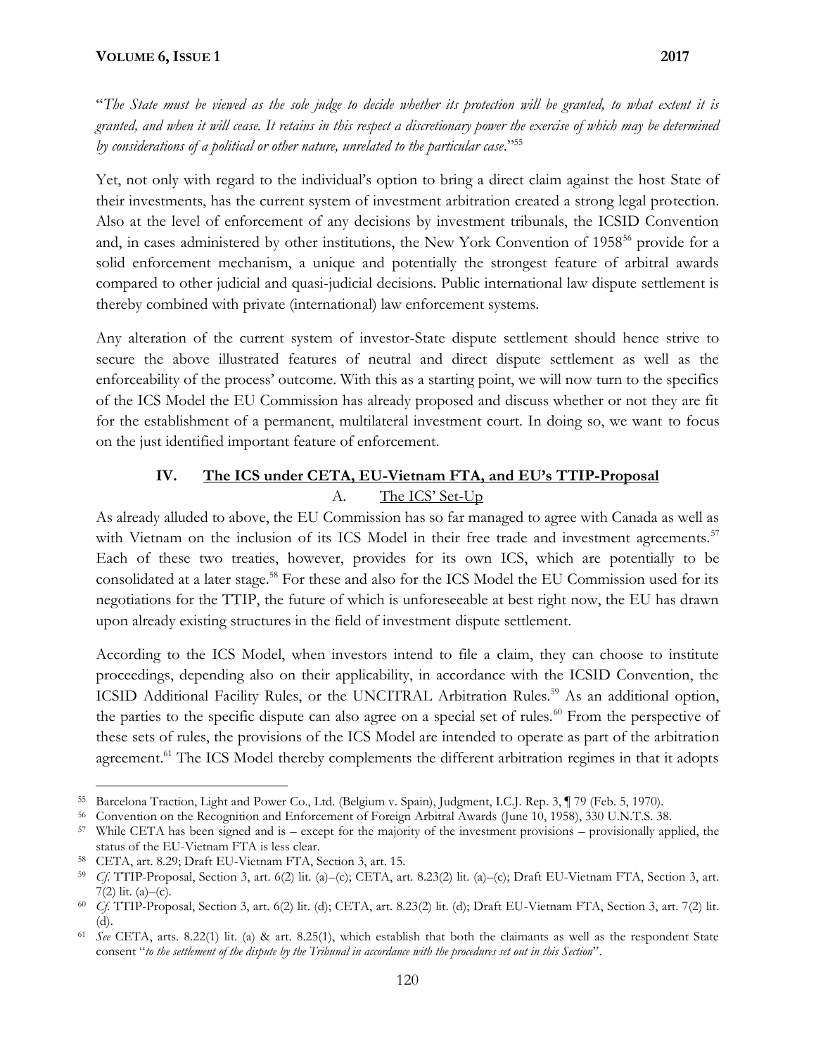"*The State must be viewed as the sole judge to decide whether its protection will be granted, to what extent it is granted, and when it will cease. It retains in this respect a discretionary power the exercise of which may be determined by considerations of a political or other nature, unrelated to the particular case*."[55]

Yet, not only with regard to the individual's option to bring a direct claim against the host State of their investments, has the current system of investment arbitration created a strong legal protection. Also at the level of enforcement of any decisions by investment tribunals, the ICSID Convention and, in cases administered by other institutions, the New York Convention of 1958[56] provide for a solid enforcement mechanism, a unique and potentially the strongest feature of arbitral awards compared to other judicial and quasi-judicial decisions. Public international law dispute settlement is thereby combined with private (international) law enforcement systems.

Any alteration of the current system of investor-State dispute settlement should hence strive to secure the above illustrated features of neutral and direct dispute settlement as well as the enforceability of the process' outcome. With this as a starting point, we will now turn to the specifics of the ICS Model the EU Commission has already proposed and discuss whether or not they are fit for the establishment of a permanent, multilateral investment court. In doing so, we want to focus on the just identified important feature of enforcement.

## IV. The ICS under CETA, EU-Vietnam FTA, and EU's TTIP-Proposal

### A. The ICS' Set-Up

As already alluded to above, the EU Commission has so far managed to agree with Canada as well as with Vietnam on the inclusion of its ICS Model in their free trade and investment agreements.[57] Each of these two treaties, however, provides for its own ICS, which are potentially to be consolidated at a later stage.[58] For these and also for the ICS Model the EU Commission used for its negotiations for the TTIP, the future of which is unforeseeable at best right now, the EU has drawn upon already existing structures in the field of investment dispute settlement.

According to the ICS Model, when investors intend to file a claim, they can choose to institute proceedings, depending also on their applicability, in accordance with the ICSID Convention, the ICSID Additional Facility Rules, or the UNCITRAL Arbitration Rules.[59] As an additional option, the parties to the specific dispute can also agree on a special set of rules.[60] From the perspective of these sets of rules, the provisions of the ICS Model are intended to operate as part of the arbitration agreement.[61] The ICS Model thereby complements the different arbitration regimes in that it adopts

---

[55] Barcelona Traction, Light and Power Co., Ltd. (Belgium v. Spain), Judgment, I.C.J. Rep. 3, ¶ 79 (Feb. 5, 1970).

[56] Convention on the Recognition and Enforcement of Foreign Arbitral Awards (June 10, 1958), 330 U.N.T.S. 38.

[57] While CETA has been signed and is – except for the majority of the investment provisions – provisionally applied, the status of the EU-Vietnam FTA is less clear.

[58] CETA, art. 8.29; Draft EU-Vietnam FTA, Section 3, art. 15.

[59] *Cf.* TTIP-Proposal, Section 3, art. 6(2) lit. (a)–(c); CETA, art. 8.23(2) lit. (a)–(c); Draft EU-Vietnam FTA, Section 3, art. 7(2) lit. (a)–(c).

[60] *Cf.* TTIP-Proposal, Section 3, art. 6(2) lit. (d); CETA, art. 8.23(2) lit. (d); Draft EU-Vietnam FTA, Section 3, art. 7(2) lit. (d).

[61] *See* CETA, arts. 8.22(1) lit. (a) & art. 8.25(1), which establish that both the claimants as well as the respondent State consent "*to the settlement of the dispute by the Tribunal in accordance with the procedures set out in this Section*".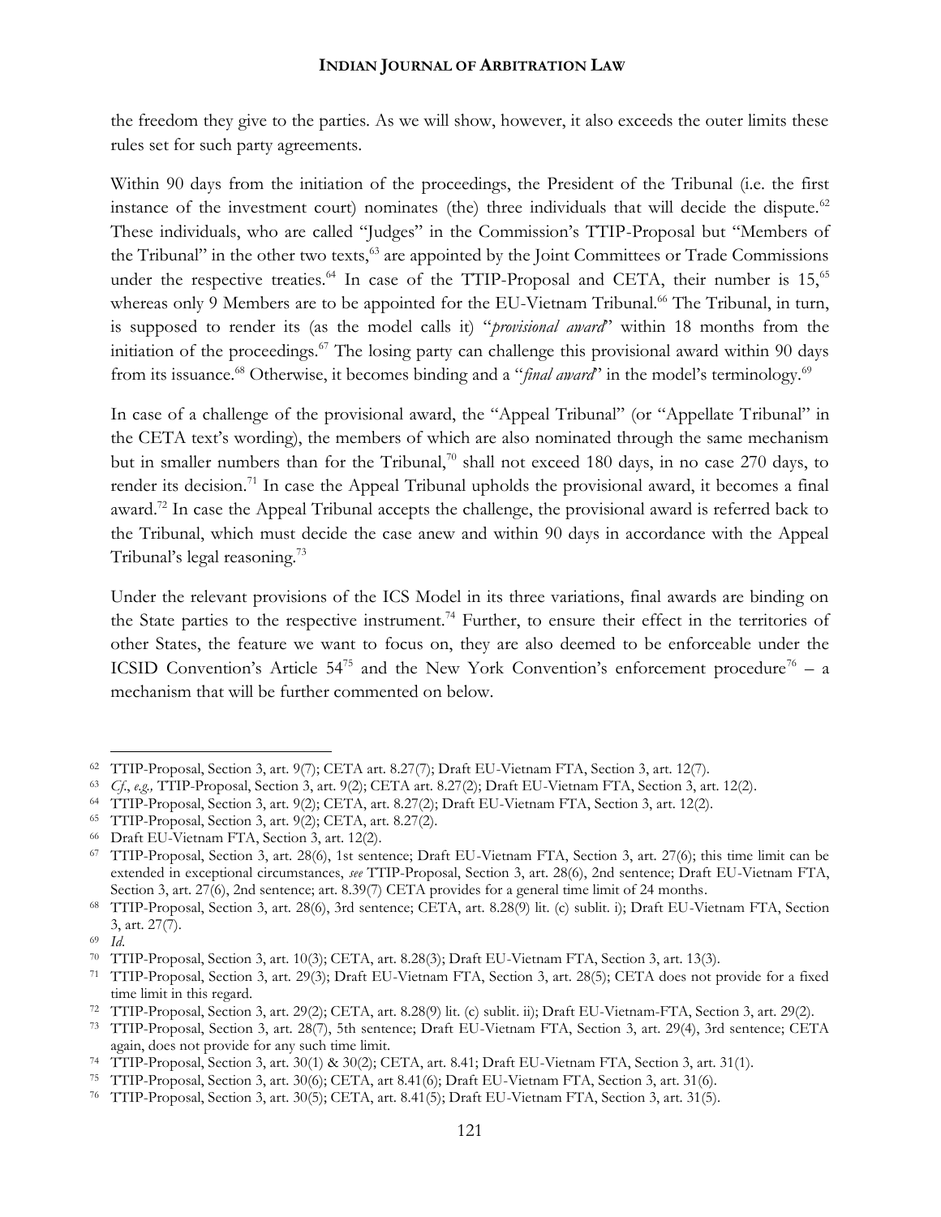the freedom they give to the parties. As we will show, however, it also exceeds the outer limits these rules set for such party agreements.

Within 90 days from the initiation of the proceedings, the President of the Tribunal (i.e. the first instance of the investment court) nominates (the) three individuals that will decide the dispute.[62] These individuals, who are called "Judges" in the Commission's TTIP-Proposal but "Members of the Tribunal" in the other two texts,[63] are appointed by the Joint Committees or Trade Commissions under the respective treaties.[64] In case of the TTIP-Proposal and CETA, their number is 15,[65] whereas only 9 Members are to be appointed for the EU-Vietnam Tribunal.[66] The Tribunal, in turn, is supposed to render its (as the model calls it) "*provisional award*" within 18 months from the initiation of the proceedings.[67] The losing party can challenge this provisional award within 90 days from its issuance.[68] Otherwise, it becomes binding and a "*final award*" in the model's terminology.[69]

In case of a challenge of the provisional award, the "Appeal Tribunal" (or "Appellate Tribunal" in the CETA text's wording), the members of which are also nominated through the same mechanism but in smaller numbers than for the Tribunal,[70] shall not exceed 180 days, in no case 270 days, to render its decision.[71] In case the Appeal Tribunal upholds the provisional award, it becomes a final award.[72] In case the Appeal Tribunal accepts the challenge, the provisional award is referred back to the Tribunal, which must decide the case anew and within 90 days in accordance with the Appeal Tribunal's legal reasoning.[73]

Under the relevant provisions of the ICS Model in its three variations, final awards are binding on the State parties to the respective instrument.[74] Further, to ensure their effect in the territories of other States, the feature we want to focus on, they are also deemed to be enforceable under the ICSID Convention's Article 54[75] and the New York Convention's enforcement procedure[76] – a mechanism that will be further commented on below.

---

[62] TTIP-Proposal, Section 3, art. 9(7); CETA art. 8.27(7); Draft EU-Vietnam FTA, Section 3, art. 12(7).

[63] *Cf.*, *e.g.,* TTIP-Proposal, Section 3, art. 9(2); CETA art. 8.27(2); Draft EU-Vietnam FTA, Section 3, art. 12(2).

[64] TTIP-Proposal, Section 3, art. 9(2); CETA, art. 8.27(2); Draft EU-Vietnam FTA, Section 3, art. 12(2).

[65] TTIP-Proposal, Section 3, art. 9(2); CETA, art. 8.27(2).

[66] Draft EU-Vietnam FTA, Section 3, art. 12(2).

[67] TTIP-Proposal, Section 3, art. 28(6), 1st sentence; Draft EU-Vietnam FTA, Section 3, art. 27(6); this time limit can be extended in exceptional circumstances, *see* TTIP-Proposal, Section 3, art. 28(6), 2nd sentence; Draft EU-Vietnam FTA, Section 3, art. 27(6), 2nd sentence; art. 8.39(7) CETA provides for a general time limit of 24 months.

[68] TTIP-Proposal, Section 3, art. 28(6), 3rd sentence; CETA, art. 8.28(9) lit. (c) sublit. i); Draft EU-Vietnam FTA, Section 3, art. 27(7).

[69] *Id.*

[70] TTIP-Proposal, Section 3, art. 10(3); CETA, art. 8.28(3); Draft EU-Vietnam FTA, Section 3, art. 13(3).

[71] TTIP-Proposal, Section 3, art. 29(3); Draft EU-Vietnam FTA, Section 3, art. 28(5); CETA does not provide for a fixed time limit in this regard.

[72] TTIP-Proposal, Section 3, art. 29(2); CETA, art. 8.28(9) lit. (c) sublit. ii); Draft EU-Vietnam-FTA, Section 3, art. 29(2).

[73] TTIP-Proposal, Section 3, art. 28(7), 5th sentence; Draft EU-Vietnam FTA, Section 3, art. 29(4), 3rd sentence; CETA again, does not provide for any such time limit.

[74] TTIP-Proposal, Section 3, art. 30(1) & 30(2); CETA, art. 8.41; Draft EU-Vietnam FTA, Section 3, art. 31(1).

[75] TTIP-Proposal, Section 3, art. 30(6); CETA, art 8.41(6); Draft EU-Vietnam FTA, Section 3, art. 31(6).

[76] TTIP-Proposal, Section 3, art. 30(5); CETA, art. 8.41(5); Draft EU-Vietnam FTA, Section 3, art. 31(5).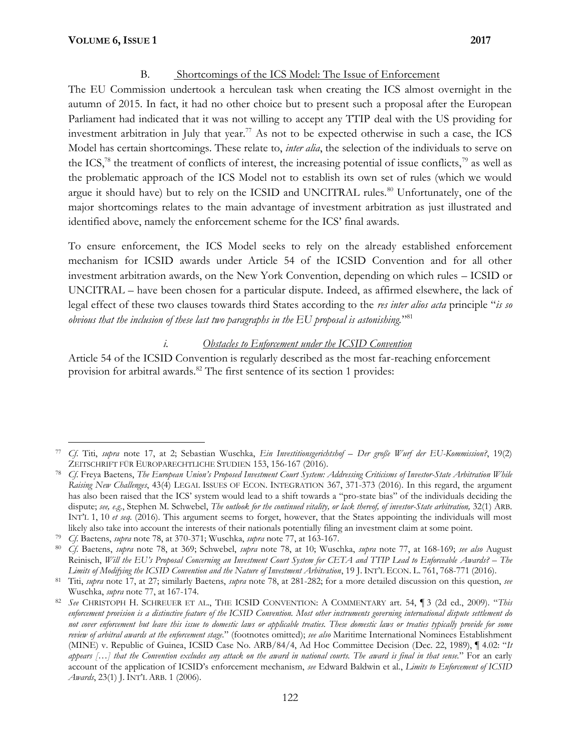### B. Shortcomings of the ICS Model: The Issue of Enforcement

The EU Commission undertook a herculean task when creating the ICS almost overnight in the autumn of 2015. In fact, it had no other choice but to present such a proposal after the European Parliament had indicated that it was not willing to accept any TTIP deal with the US providing for investment arbitration in July that year.[77] As not to be expected otherwise in such a case, the ICS Model has certain shortcomings. These relate to, *inter alia*, the selection of the individuals to serve on the ICS,[78] the treatment of conflicts of interest, the increasing potential of issue conflicts,[79] as well as the problematic approach of the ICS Model not to establish its own set of rules (which we would argue it should have) but to rely on the ICSID and UNCITRAL rules.[80] Unfortunately, one of the major shortcomings relates to the main advantage of investment arbitration as just illustrated and identified above, namely the enforcement scheme for the ICS' final awards.

To ensure enforcement, the ICS Model seeks to rely on the already established enforcement mechanism for ICSID awards under Article 54 of the ICSID Convention and for all other investment arbitration awards, on the New York Convention, depending on which rules – ICSID or UNCITRAL – have been chosen for a particular dispute. Indeed, as affirmed elsewhere, the lack of legal effect of these two clauses towards third States according to the *res inter alios acta* principle "*is so obvious that the inclusion of these last two paragraphs in the EU proposal is astonishing.*"[81]

#### *i. Obstacles to Enforcement under the ICSID Convention*

Article 54 of the ICSID Convention is regularly described as the most far-reaching enforcement provision for arbitral awards.[82] The first sentence of its section 1 provides:

---

[77] *Cf.* Titi, *supra* note 17, at 2; Sebastian Wuschka, *Ein Investitionsgerichtshof – Der große Wurf der EU-Kommission?*, 19(2) ZEITSCHRIFT FÜR EUROPARECHTLICHE STUDIEN 153, 156-167 (2016).

[78] *Cf.* Freya Baetens, *The European Union's Proposed Investment Court System: Addressing Criticisms of Investor-State Arbitration While Raising New Challenges*, 43(4) LEGAL ISSUES OF ECON. INTEGRATION 367, 371-373 (2016). In this regard, the argument has also been raised that the ICS' system would lead to a shift towards a "pro-state bias" of the individuals deciding the dispute; *see, e.g.*, Stephen M. Schwebel, *The outlook for the continued vitality, or lack thereof, of investor-State arbitration,* 32(1) ARB. INT'L 1, 10 *et seq.* (2016). This argument seems to forget, however, that the States appointing the individuals will most likely also take into account the interests of their nationals potentially filing an investment claim at some point.

[79] *Cf.* Baetens, *supra* note 78, at 370-371; Wuschka, *supra* note 77, at 163-167.

[80] *Cf.* Baetens, *supra* note 78, at 369; Schwebel, *supra* note 78, at 10; Wuschka, *supra* note 77, at 168-169; *see also* August Reinisch, *Will the EU's Proposal Concerning an Investment Court System for CETA and TTIP Lead to Enforceable Awards? – The Limits of Modifying the ICSID Convention and the Nature of Investment Arbitration*, 19 J. INT'L ECON. L. 761, 768-771 (2016).

[81] Titi, *supra* note 17, at 27; similarly Baetens, *supra* note 78, at 281-282; for a more detailed discussion on this question, *see* Wuschka, *supra* note 77, at 167-174.

[82] *See* CHRISTOPH H. SCHREUER ET AL., THE ICSID CONVENTION: A COMMENTARY art. 54, ¶ 3 (2d ed., 2009). "*This enforcement provision is a distinctive feature of the ICSID Convention. Most other instruments governing international dispute settlement do not cover enforcement but leave this issue to domestic laws or applicable treaties. These domestic laws or treaties typically provide for some review of arbitral awards at the enforcement stage.*" (footnotes omitted); *see also* Maritime International Nominees Establishment (MINE) v. Republic of Guinea, ICSID Case No. ARB/84/4, Ad Hoc Committee Decision (Dec. 22, 1989), ¶ 4.02: "*It appears […] that the Convention excludes any attack on the award in national courts. The award is final in that sense.*" For an early account of the application of ICSID's enforcement mechanism, *see* Edward Baldwin et al., *Limits to Enforcement of ICSID Awards*, 23(1) J. INT'L ARB. 1 (2006).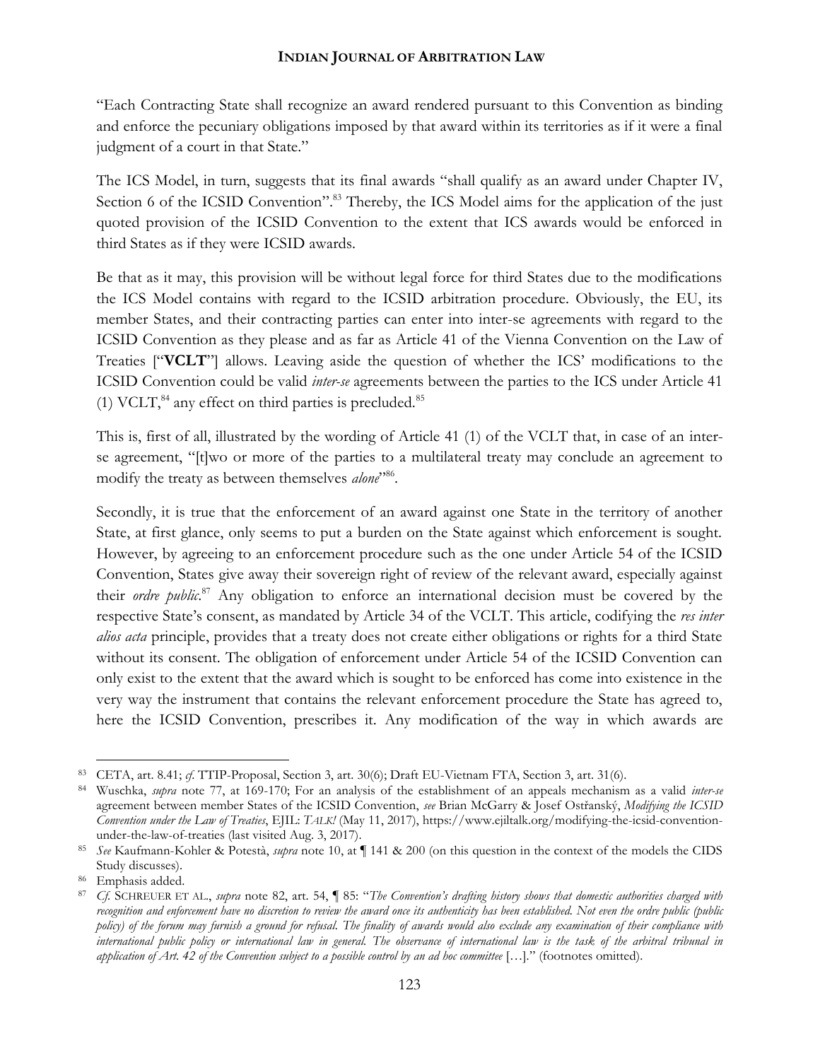"Each Contracting State shall recognize an award rendered pursuant to this Convention as binding and enforce the pecuniary obligations imposed by that award within its territories as if it were a final judgment of a court in that State."

The ICS Model, in turn, suggests that its final awards "shall qualify as an award under Chapter IV, Section 6 of the ICSID Convention".[83] Thereby, the ICS Model aims for the application of the just quoted provision of the ICSID Convention to the extent that ICS awards would be enforced in third States as if they were ICSID awards.

Be that as it may, this provision will be without legal force for third States due to the modifications the ICS Model contains with regard to the ICSID arbitration procedure. Obviously, the EU, its member States, and their contracting parties can enter into inter-se agreements with regard to the ICSID Convention as they please and as far as Article 41 of the Vienna Convention on the Law of Treaties ["**VCLT**"] allows. Leaving aside the question of whether the ICS' modifications to the ICSID Convention could be valid *inter-se* agreements between the parties to the ICS under Article 41 (1) VCLT,[84] any effect on third parties is precluded.[85]

This is, first of all, illustrated by the wording of Article 41 (1) of the VCLT that, in case of an inter-se agreement, "[t]wo or more of the parties to a multilateral treaty may conclude an agreement to modify the treaty as between themselves *alone*"[86].

Secondly, it is true that the enforcement of an award against one State in the territory of another State, at first glance, only seems to put a burden on the State against which enforcement is sought. However, by agreeing to an enforcement procedure such as the one under Article 54 of the ICSID Convention, States give away their sovereign right of review of the relevant award, especially against their *ordre public*.[87] Any obligation to enforce an international decision must be covered by the respective State's consent, as mandated by Article 34 of the VCLT. This article, codifying the *res inter alios acta* principle, provides that a treaty does not create either obligations or rights for a third State without its consent. The obligation of enforcement under Article 54 of the ICSID Convention can only exist to the extent that the award which is sought to be enforced has come into existence in the very way the instrument that contains the relevant enforcement procedure the State has agreed to, here the ICSID Convention, prescribes it. Any modification of the way in which awards are

---

[83] CETA, art. 8.41; *cf.* TTIP-Proposal, Section 3, art. 30(6); Draft EU-Vietnam FTA, Section 3, art. 31(6).

[84] Wuschka, *supra* note 77, at 169-170; For an analysis of the establishment of an appeals mechanism as a valid *inter-se* agreement between member States of the ICSID Convention, *see* Brian McGarry & Josef Ostřanský, *Modifying the ICSID Convention under the Law of Treaties*, EJIL: *TALK!* (May 11, 2017), https://www.ejiltalk.org/modifying-the-icsid-convention-under-the-law-of-treaties (last visited Aug. 3, 2017).

[85] *See* Kaufmann-Kohler & Potestà, *supra* note 10, at ¶ 141 & 200 (on this question in the context of the models the CIDS Study discusses).

[86] Emphasis added.

[87] *Cf.* SCHREUER ET AL., *supra* note 82, art. 54, ¶ 85: "*The Convention's drafting history shows that domestic authorities charged with recognition and enforcement have no discretion to review the award once its authenticity has been established. Not even the ordre public (public policy) of the forum may furnish a ground for refusal. The finality of awards would also exclude any examination of their compliance with international public policy or international law in general. The observance of international law is the task of the arbitral tribunal in application of Art. 42 of the Convention subject to a possible control by an ad hoc committee* […]." (footnotes omitted).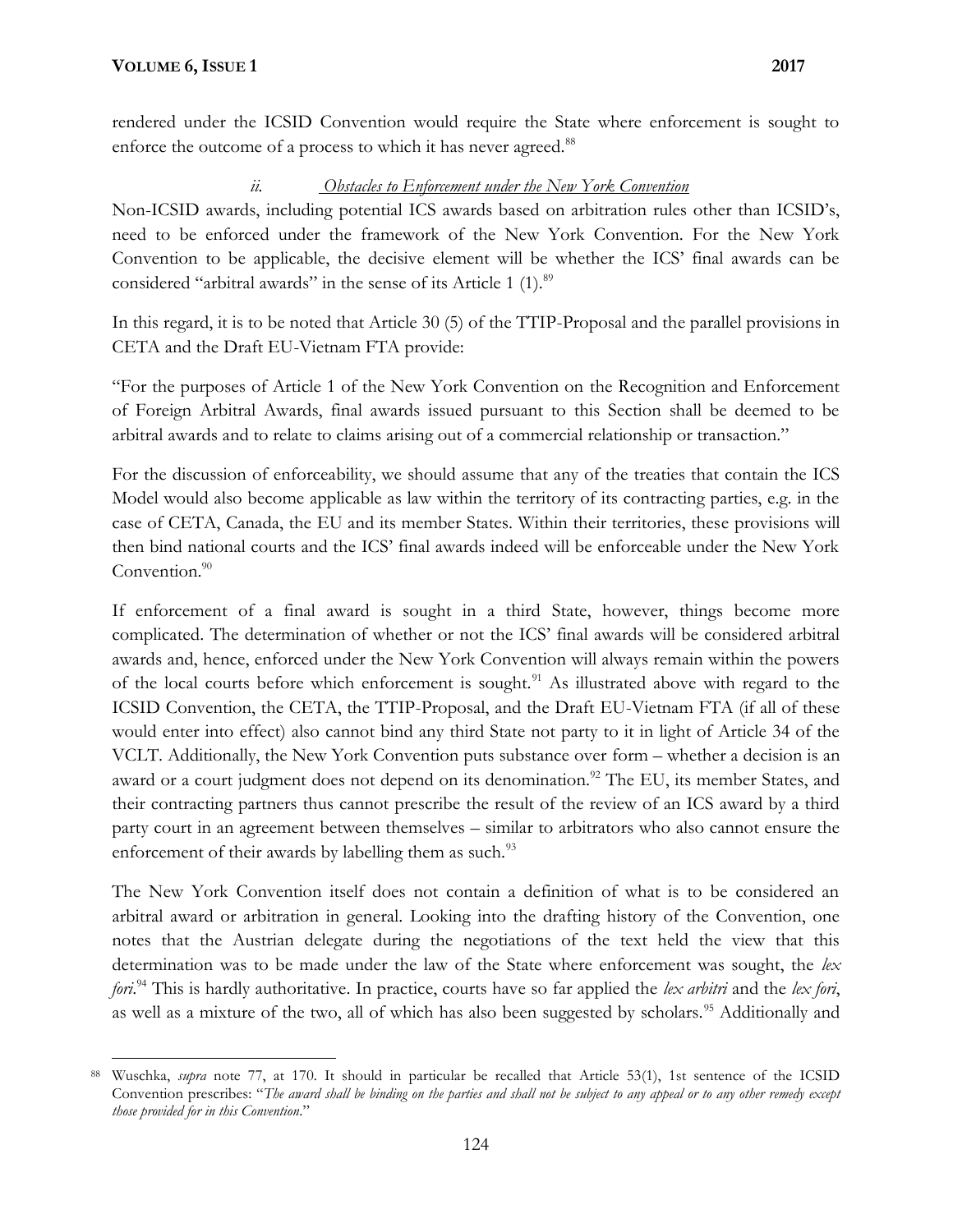rendered under the ICSID Convention would require the State where enforcement is sought to enforce the outcome of a process to which it has never agreed.[88]

#### *ii. Obstacles to Enforcement under the New York Convention*

Non-ICSID awards, including potential ICS awards based on arbitration rules other than ICSID's, need to be enforced under the framework of the New York Convention. For the New York Convention to be applicable, the decisive element will be whether the ICS' final awards can be considered "arbitral awards" in the sense of its Article 1 (1).[89]

In this regard, it is to be noted that Article 30 (5) of the TTIP-Proposal and the parallel provisions in CETA and the Draft EU-Vietnam FTA provide:

"For the purposes of Article 1 of the New York Convention on the Recognition and Enforcement of Foreign Arbitral Awards, final awards issued pursuant to this Section shall be deemed to be arbitral awards and to relate to claims arising out of a commercial relationship or transaction."

For the discussion of enforceability, we should assume that any of the treaties that contain the ICS Model would also become applicable as law within the territory of its contracting parties, e.g. in the case of CETA, Canada, the EU and its member States. Within their territories, these provisions will then bind national courts and the ICS' final awards indeed will be enforceable under the New York Convention.[90]

If enforcement of a final award is sought in a third State, however, things become more complicated. The determination of whether or not the ICS' final awards will be considered arbitral awards and, hence, enforced under the New York Convention will always remain within the powers of the local courts before which enforcement is sought.[91] As illustrated above with regard to the ICSID Convention, the CETA, the TTIP-Proposal, and the Draft EU-Vietnam FTA (if all of these would enter into effect) also cannot bind any third State not party to it in light of Article 34 of the VCLT. Additionally, the New York Convention puts substance over form – whether a decision is an award or a court judgment does not depend on its denomination.[92] The EU, its member States, and their contracting partners thus cannot prescribe the result of the review of an ICS award by a third party court in an agreement between themselves – similar to arbitrators who also cannot ensure the enforcement of their awards by labelling them as such.[93]

The New York Convention itself does not contain a definition of what is to be considered an arbitral award or arbitration in general. Looking into the drafting history of the Convention, one notes that the Austrian delegate during the negotiations of the text held the view that this determination was to be made under the law of the State where enforcement was sought, the *lex fori*.[94] This is hardly authoritative. In practice, courts have so far applied the *lex arbitri* and the *lex fori*, as well as a mixture of the two, all of which has also been suggested by scholars.[95] Additionally and

---

[88] Wuschka, *supra* note 77, at 170. It should in particular be recalled that Article 53(1), 1st sentence of the ICSID Convention prescribes: "*The award shall be binding on the parties and shall not be subject to any appeal or to any other remedy except those provided for in this Convention*."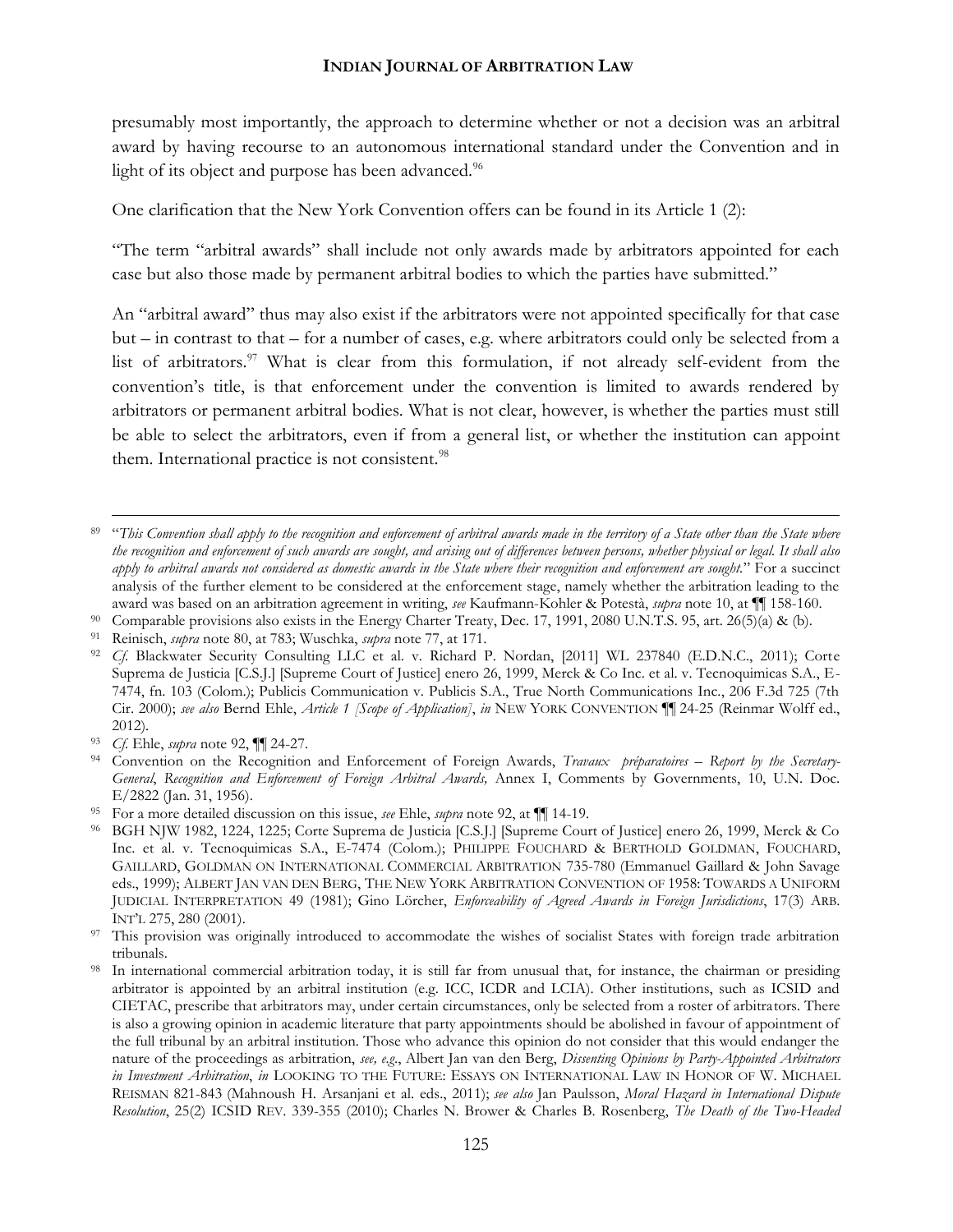presumably most importantly, the approach to determine whether or not a decision was an arbitral award by having recourse to an autonomous international standard under the Convention and in light of its object and purpose has been advanced.[96]

One clarification that the New York Convention offers can be found in its Article 1 (2):

"The term "arbitral awards" shall include not only awards made by arbitrators appointed for each case but also those made by permanent arbitral bodies to which the parties have submitted."

An "arbitral award" thus may also exist if the arbitrators were not appointed specifically for that case but – in contrast to that – for a number of cases, e.g. where arbitrators could only be selected from a list of arbitrators.[97] What is clear from this formulation, if not already self-evident from the convention's title, is that enforcement under the convention is limited to awards rendered by arbitrators or permanent arbitral bodies. What is not clear, however, is whether the parties must still be able to select the arbitrators, even if from a general list, or whether the institution can appoint them. International practice is not consistent.[98]

---

[89] "*This Convention shall apply to the recognition and enforcement of arbitral awards made in the territory of a State other than the State where the recognition and enforcement of such awards are sought, and arising out of differences between persons, whether physical or legal. It shall also apply to arbitral awards not considered as domestic awards in the State where their recognition and enforcement are sought.*" For a succinct analysis of the further element to be considered at the enforcement stage, namely whether the arbitration leading to the award was based on an arbitration agreement in writing, *see* Kaufmann-Kohler & Potestà, *supra* note 10, at ¶¶ 158-160.

[90] Comparable provisions also exists in the Energy Charter Treaty, Dec. 17, 1991, 2080 U.N.T.S. 95, art. 26(5)(a) & (b).

[91] Reinisch, *supra* note 80, at 783; Wuschka, *supra* note 77, at 171.

[92] *Cf.* Blackwater Security Consulting LLC et al. v. Richard P. Nordan, [2011] WL 237840 (E.D.N.C., 2011); Corte Suprema de Justicia [C.S.J.] [Supreme Court of Justice] enero 26, 1999, Merck & Co Inc. et al. v. Tecnoquimicas S.A., E-7474, fn. 103 (Colom.); Publicis Communication v. Publicis S.A., True North Communications Inc., 206 F.3d 725 (7th Cir. 2000); *see also* Bernd Ehle, *Article 1 [Scope of Application]*, *in* NEW YORK CONVENTION ¶¶ 24-25 (Reinmar Wolff ed., 2012).

[93] *Cf.* Ehle, *supra* note 92, ¶¶ 24-27.

[94] Convention on the Recognition and Enforcement of Foreign Awards, *Travaux préparatoires – Report by the Secretary-General*, *Recognition and Enforcement of Foreign Arbitral Awards,* Annex I, Comments by Governments, 10, U.N. Doc. E/2822 (Jan. 31, 1956).

[95] For a more detailed discussion on this issue, *see* Ehle, *supra* note 92, at ¶¶ 14-19.

[96] BGH NJW 1982, 1224, 1225; Corte Suprema de Justicia [C.S.J.] [Supreme Court of Justice] enero 26, 1999, Merck & Co Inc. et al. v. Tecnoquimicas S.A., E-7474 (Colom.); PHILIPPE FOUCHARD & BERTHOLD GOLDMAN, FOUCHARD, GAILLARD, GOLDMAN ON INTERNATIONAL COMMERCIAL ARBITRATION 735-780 (Emmanuel Gaillard & John Savage eds., 1999); ALBERT JAN VAN DEN BERG, THE NEW YORK ARBITRATION CONVENTION OF 1958: TOWARDS A UNIFORM JUDICIAL INTERPRETATION 49 (1981); Gino Lörcher, *Enforceability of Agreed Awards in Foreign Jurisdictions*, 17(3) ARB. INT'L 275, 280 (2001).

[97] This provision was originally introduced to accommodate the wishes of socialist States with foreign trade arbitration tribunals.

[98] In international commercial arbitration today, it is still far from unusual that, for instance, the chairman or presiding arbitrator is appointed by an arbitral institution (e.g. ICC, ICDR and LCIA). Other institutions, such as ICSID and CIETAC, prescribe that arbitrators may, under certain circumstances, only be selected from a roster of arbitrators. There is also a growing opinion in academic literature that party appointments should be abolished in favour of appointment of the full tribunal by an arbitral institution. Those who advance this opinion do not consider that this would endanger the nature of the proceedings as arbitration, *see, e.g.*, Albert Jan van den Berg, *Dissenting Opinions by Party-Appointed Arbitrators in Investment Arbitration*, *in* LOOKING TO THE FUTURE: ESSAYS ON INTERNATIONAL LAW IN HONOR OF W. MICHAEL REISMAN 821-843 (Mahnoush H. Arsanjani et al. eds., 2011); *see also* Jan Paulsson, *Moral Hazard in International Dispute Resolution*, 25(2) ICSID REV. 339-355 (2010); Charles N. Brower & Charles B. Rosenberg, *The Death of the Two-Headed*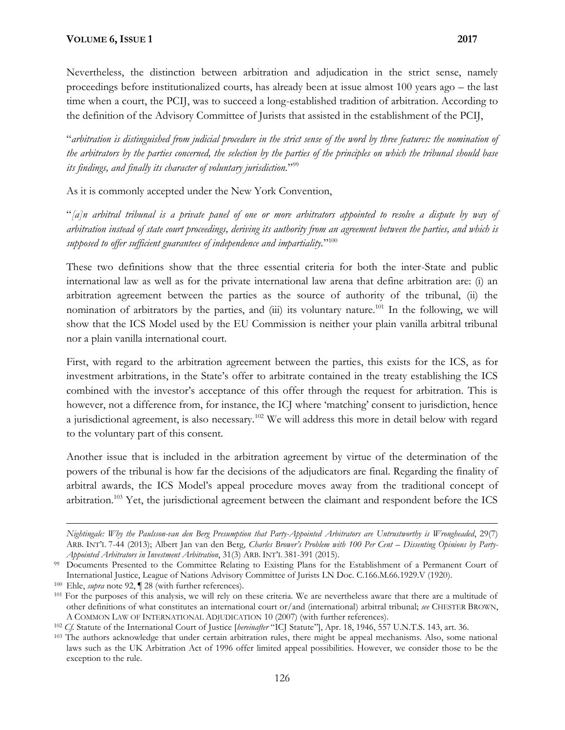Nevertheless, the distinction between arbitration and adjudication in the strict sense, namely proceedings before institutionalized courts, has already been at issue almost 100 years ago – the last time when a court, the PCIJ, was to succeed a long-established tradition of arbitration. According to the definition of the Advisory Committee of Jurists that assisted in the establishment of the PCIJ,

"*arbitration is distinguished from judicial procedure in the strict sense of the word by three features: the nomination of the arbitrators by the parties concerned, the selection by the parties of the principles on which the tribunal should base its findings, and finally its character of voluntary jurisdiction.*"[99]

As it is commonly accepted under the New York Convention,

"*[a]n arbitral tribunal is a private panel of one or more arbitrators appointed to resolve a dispute by way of arbitration instead of state court proceedings, deriving its authority from an agreement between the parties, and which is supposed to offer sufficient guarantees of independence and impartiality.*"[100]

These two definitions show that the three essential criteria for both the inter-State and public international law as well as for the private international law arena that define arbitration are: (i) an arbitration agreement between the parties as the source of authority of the tribunal, (ii) the nomination of arbitrators by the parties, and (iii) its voluntary nature.[101] In the following, we will show that the ICS Model used by the EU Commission is neither your plain vanilla arbitral tribunal nor a plain vanilla international court.

First, with regard to the arbitration agreement between the parties, this exists for the ICS, as for investment arbitrations, in the State's offer to arbitrate contained in the treaty establishing the ICS combined with the investor's acceptance of this offer through the request for arbitration. This is however, not a difference from, for instance, the ICJ where 'matching' consent to jurisdiction, hence a jurisdictional agreement, is also necessary.[102] We will address this more in detail below with regard to the voluntary part of this consent.

Another issue that is included in the arbitration agreement by virtue of the determination of the powers of the tribunal is how far the decisions of the adjudicators are final. Regarding the finality of arbitral awards, the ICS Model's appeal procedure moves away from the traditional concept of arbitration.[103] Yet, the jurisdictional agreement between the claimant and respondent before the ICS

---

*Nightingale: Why the Paulsson-van den Berg Presumption that Party-Appointed Arbitrators are Untrustworthy is Wrongheaded*, 29(7) ARB. INT'L 7-44 (2013); Albert Jan van den Berg, *Charles Brower's Problem with 100 Per Cent – Dissenting Opinions by Party-Appointed Arbitrators in Investment Arbitration*, 31(3) ARB. INT'L 381-391 (2015).

[99] Documents Presented to the Committee Relating to Existing Plans for the Establishment of a Permanent Court of International Justice, League of Nations Advisory Committee of Jurists LN Doc. C.166.M.66.1929.V (1920).

[100] Ehle, *supra* note 92, ¶ 28 (with further references).

[101] For the purposes of this analysis, we will rely on these criteria. We are nevertheless aware that there are a multitude of other definitions of what constitutes an international court or/and (international) arbitral tribunal; *see* CHESTER BROWN, A COMMON LAW OF INTERNATIONAL ADJUDICATION 10 (2007) (with further references).

[102] *Cf.* Statute of the International Court of Justice [*hereinafter* "ICJ Statute"], Apr. 18, 1946, 557 U.N.T.S. 143, art. 36.

[103] The authors acknowledge that under certain arbitration rules, there might be appeal mechanisms. Also, some national laws such as the UK Arbitration Act of 1996 offer limited appeal possibilities. However, we consider those to be the exception to the rule.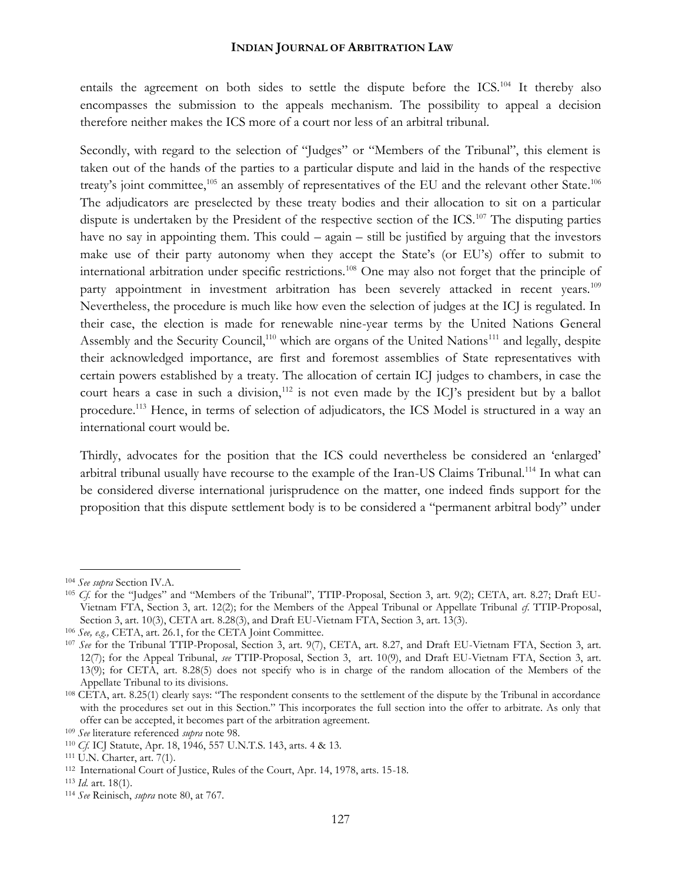entails the agreement on both sides to settle the dispute before the ICS.[104] It thereby also encompasses the submission to the appeals mechanism. The possibility to appeal a decision therefore neither makes the ICS more of a court nor less of an arbitral tribunal.

Secondly, with regard to the selection of "Judges" or "Members of the Tribunal", this element is taken out of the hands of the parties to a particular dispute and laid in the hands of the respective treaty's joint committee,[105] an assembly of representatives of the EU and the relevant other State.[106] The adjudicators are preselected by these treaty bodies and their allocation to sit on a particular dispute is undertaken by the President of the respective section of the ICS.[107] The disputing parties have no say in appointing them. This could – again – still be justified by arguing that the investors make use of their party autonomy when they accept the State's (or EU's) offer to submit to international arbitration under specific restrictions.[108] One may also not forget that the principle of party appointment in investment arbitration has been severely attacked in recent years.[109] Nevertheless, the procedure is much like how even the selection of judges at the ICJ is regulated. In their case, the election is made for renewable nine-year terms by the United Nations General Assembly and the Security Council,[110] which are organs of the United Nations[111] and legally, despite their acknowledged importance, are first and foremost assemblies of State representatives with certain powers established by a treaty. The allocation of certain ICJ judges to chambers, in case the court hears a case in such a division,[112] is not even made by the ICJ's president but by a ballot procedure.[113] Hence, in terms of selection of adjudicators, the ICS Model is structured in a way an international court would be.

Thirdly, advocates for the position that the ICS could nevertheless be considered an 'enlarged' arbitral tribunal usually have recourse to the example of the Iran-US Claims Tribunal.[114] In what can be considered diverse international jurisprudence on the matter, one indeed finds support for the proposition that this dispute settlement body is to be considered a "permanent arbitral body" under

---

[104] *See supra* Section IV.A.

[105] *Cf.* for the "Judges" and "Members of the Tribunal", TTIP-Proposal, Section 3, art. 9(2); CETA, art. 8.27; Draft EU-Vietnam FTA, Section 3, art. 12(2); for the Members of the Appeal Tribunal or Appellate Tribunal *cf.* TTIP-Proposal, Section 3, art. 10(3), CETA art. 8.28(3), and Draft EU-Vietnam FTA, Section 3, art. 13(3).

[106] *See, e.g.,* CETA, art. 26.1, for the CETA Joint Committee.

[107] *See* for the Tribunal TTIP-Proposal, Section 3, art. 9(7), CETA, art. 8.27, and Draft EU-Vietnam FTA, Section 3, art. 12(7); for the Appeal Tribunal, *see* TTIP-Proposal, Section 3, art. 10(9), and Draft EU-Vietnam FTA, Section 3, art. 13(9); for CETA, art. 8.28(5) does not specify who is in charge of the random allocation of the Members of the Appellate Tribunal to its divisions.

[108] CETA, art. 8.25(1) clearly says: "The respondent consents to the settlement of the dispute by the Tribunal in accordance with the procedures set out in this Section." This incorporates the full section into the offer to arbitrate. As only that offer can be accepted, it becomes part of the arbitration agreement.

[109] *See* literature referenced *supra* note 98.

[110] *Cf.* ICJ Statute, Apr. 18, 1946, 557 U.N.T.S. 143, arts. 4 & 13.

[111] U.N. Charter, art. 7(1).

[112] International Court of Justice, Rules of the Court, Apr. 14, 1978, arts. 15-18.

[113] *Id.* art. 18(1).

[114] *See* Reinisch, *supra* note 80, at 767.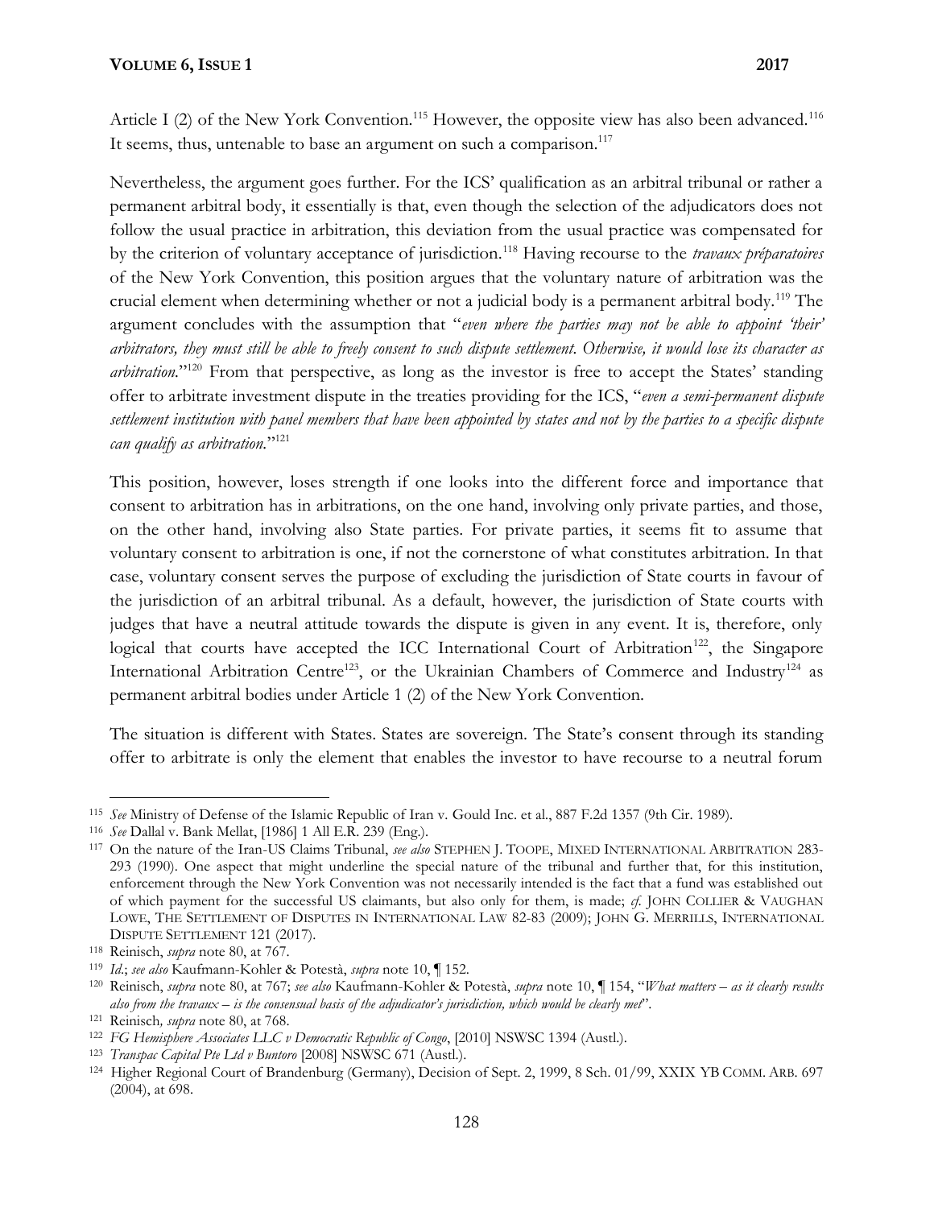Article I (2) of the New York Convention.[115] However, the opposite view has also been advanced.[116] It seems, thus, untenable to base an argument on such a comparison.[117]

Nevertheless, the argument goes further. For the ICS' qualification as an arbitral tribunal or rather a permanent arbitral body, it essentially is that, even though the selection of the adjudicators does not follow the usual practice in arbitration, this deviation from the usual practice was compensated for by the criterion of voluntary acceptance of jurisdiction.[118] Having recourse to the *travaux préparatoires* of the New York Convention, this position argues that the voluntary nature of arbitration was the crucial element when determining whether or not a judicial body is a permanent arbitral body.[119] The argument concludes with the assumption that "*even where the parties may not be able to appoint 'their' arbitrators, they must still be able to freely consent to such dispute settlement. Otherwise, it would lose its character as arbitration.*"[120] From that perspective, as long as the investor is free to accept the States' standing offer to arbitrate investment dispute in the treaties providing for the ICS, "*even a semi-permanent dispute settlement institution with panel members that have been appointed by states and not by the parties to a specific dispute can qualify as arbitration.*"[121]

This position, however, loses strength if one looks into the different force and importance that consent to arbitration has in arbitrations, on the one hand, involving only private parties, and those, on the other hand, involving also State parties. For private parties, it seems fit to assume that voluntary consent to arbitration is one, if not the cornerstone of what constitutes arbitration. In that case, voluntary consent serves the purpose of excluding the jurisdiction of State courts in favour of the jurisdiction of an arbitral tribunal. As a default, however, the jurisdiction of State courts with judges that have a neutral attitude towards the dispute is given in any event. It is, therefore, only logical that courts have accepted the ICC International Court of Arbitration[122], the Singapore International Arbitration Centre[123], or the Ukrainian Chambers of Commerce and Industry[124] as permanent arbitral bodies under Article 1 (2) of the New York Convention.

The situation is different with States. States are sovereign. The State's consent through its standing offer to arbitrate is only the element that enables the investor to have recourse to a neutral forum

---

[115] *See* Ministry of Defense of the Islamic Republic of Iran v. Gould Inc. et al., 887 F.2d 1357 (9th Cir. 1989).

[116] *See* Dallal v. Bank Mellat, [1986] 1 All E.R. 239 (Eng.).

[117] On the nature of the Iran-US Claims Tribunal, *see also* STEPHEN J. TOOPE, MIXED INTERNATIONAL ARBITRATION 283-293 (1990). One aspect that might underline the special nature of the tribunal and further that, for this institution, enforcement through the New York Convention was not necessarily intended is the fact that a fund was established out of which payment for the successful US claimants, but also only for them, is made; *cf.* JOHN COLLIER & VAUGHAN LOWE, THE SETTLEMENT OF DISPUTES IN INTERNATIONAL LAW 82-83 (2009); JOHN G. MERRILLS, INTERNATIONAL DISPUTE SETTLEMENT 121 (2017).

[118] Reinisch, *supra* note 80, at 767.

[119] *Id.*; *see also* Kaufmann-Kohler & Potestà, *supra* note 10, ¶ 152.

[120] Reinisch, *supra* note 80, at 767; *see also* Kaufmann-Kohler & Potestà, *supra* note 10, ¶ 154, "*What matters – as it clearly results also from the travaux – is the consensual basis of the adjudicator's jurisdiction, which would be clearly met*".

[121] Reinisch*, supra* note 80, at 768.

[122] *FG Hemisphere Associates LLC v Democratic Republic of Congo*, [2010] NSWSC 1394 (Austl.).

[123] *Transpac Capital Pte Ltd v Buntoro* [2008] NSWSC 671 (Austl.).

[124] Higher Regional Court of Brandenburg (Germany), Decision of Sept. 2, 1999, 8 Sch. 01/99, XXIX YB COMM. ARB. 697 (2004), at 698.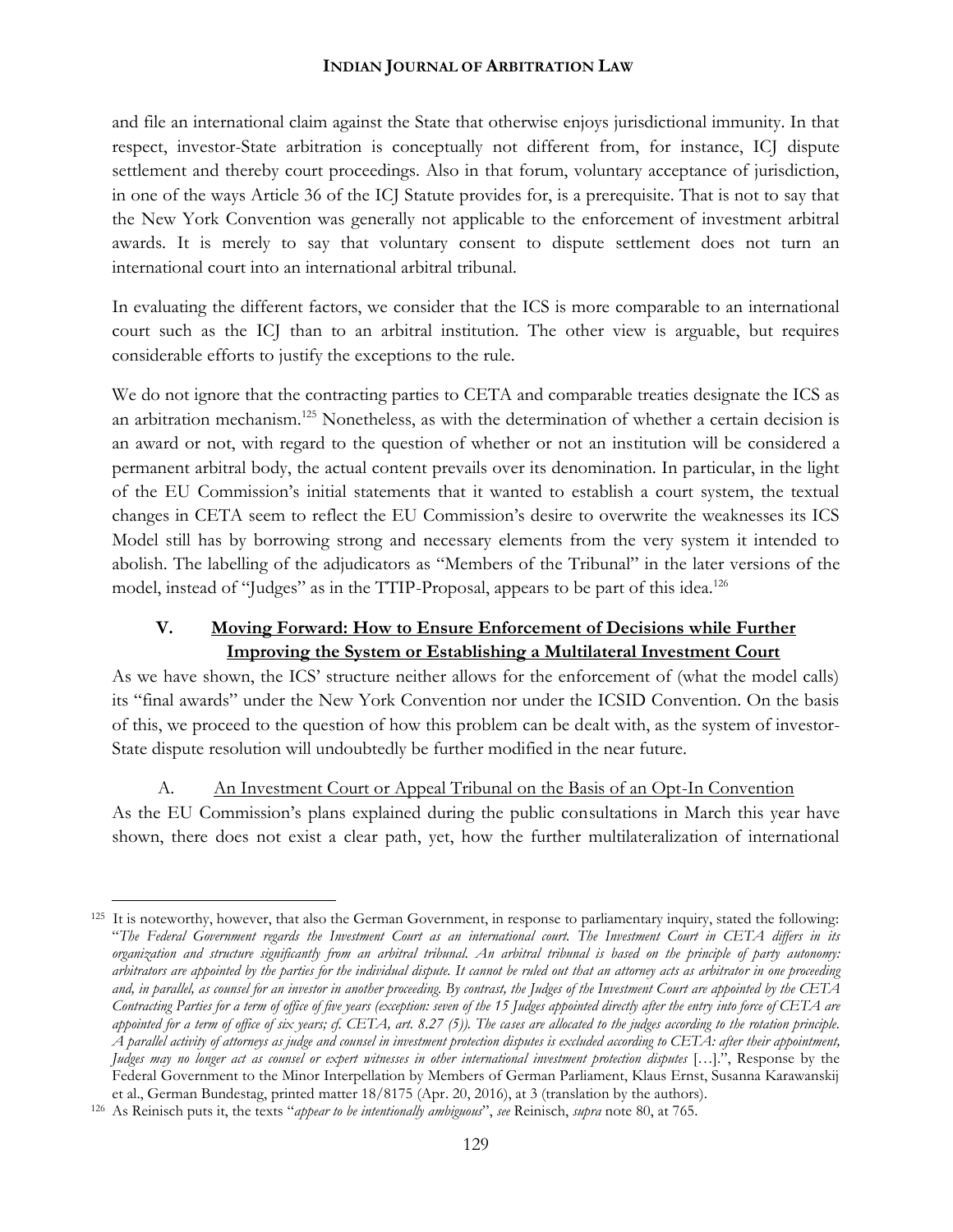and file an international claim against the State that otherwise enjoys jurisdictional immunity. In that respect, investor-State arbitration is conceptually not different from, for instance, ICJ dispute settlement and thereby court proceedings. Also in that forum, voluntary acceptance of jurisdiction, in one of the ways Article 36 of the ICJ Statute provides for, is a prerequisite. That is not to say that the New York Convention was generally not applicable to the enforcement of investment arbitral awards. It is merely to say that voluntary consent to dispute settlement does not turn an international court into an international arbitral tribunal.

In evaluating the different factors, we consider that the ICS is more comparable to an international court such as the ICJ than to an arbitral institution. The other view is arguable, but requires considerable efforts to justify the exceptions to the rule.

We do not ignore that the contracting parties to CETA and comparable treaties designate the ICS as an arbitration mechanism.[125] Nonetheless, as with the determination of whether a certain decision is an award or not, with regard to the question of whether or not an institution will be considered a permanent arbitral body, the actual content prevails over its denomination. In particular, in the light of the EU Commission's initial statements that it wanted to establish a court system, the textual changes in CETA seem to reflect the EU Commission's desire to overwrite the weaknesses its ICS Model still has by borrowing strong and necessary elements from the very system it intended to abolish. The labelling of the adjudicators as "Members of the Tribunal" in the later versions of the model, instead of "Judges" as in the TTIP-Proposal, appears to be part of this idea.[126]

## V. Moving Forward: How to Ensure Enforcement of Decisions while Further Improving the System or Establishing a Multilateral Investment Court

As we have shown, the ICS' structure neither allows for the enforcement of (what the model calls) its "final awards" under the New York Convention nor under the ICSID Convention. On the basis of this, we proceed to the question of how this problem can be dealt with, as the system of investor-State dispute resolution will undoubtedly be further modified in the near future.

### A. An Investment Court or Appeal Tribunal on the Basis of an Opt-In Convention

As the EU Commission's plans explained during the public consultations in March this year have shown, there does not exist a clear path, yet, how the further multilateralization of international

---

[125] It is noteworthy, however, that also the German Government, in response to parliamentary inquiry, stated the following: "*The Federal Government regards the Investment Court as an international court. The Investment Court in CETA differs in its organization and structure significantly from an arbitral tribunal. An arbitral tribunal is based on the principle of party autonomy: arbitrators are appointed by the parties for the individual dispute. It cannot be ruled out that an attorney acts as arbitrator in one proceeding and, in parallel, as counsel for an investor in another proceeding. By contrast, the Judges of the Investment Court are appointed by the CETA Contracting Parties for a term of office of five years (exception: seven of the 15 Judges appointed directly after the entry into force of CETA are appointed for a term of office of six years; cf. CETA, art. 8.27 (5)). The cases are allocated to the judges according to the rotation principle. A parallel activity of attorneys as judge and counsel in investment protection disputes is excluded according to CETA: after their appointment, Judges may no longer act as counsel or expert witnesses in other international investment protection disputes* […].", Response by the Federal Government to the Minor Interpellation by Members of German Parliament, Klaus Ernst, Susanna Karawanskij et al., German Bundestag, printed matter 18/8175 (Apr. 20, 2016), at 3 (translation by the authors).

[126] As Reinisch puts it, the texts "*appear to be intentionally ambiguous*", *see* Reinisch, *supra* note 80, at 765.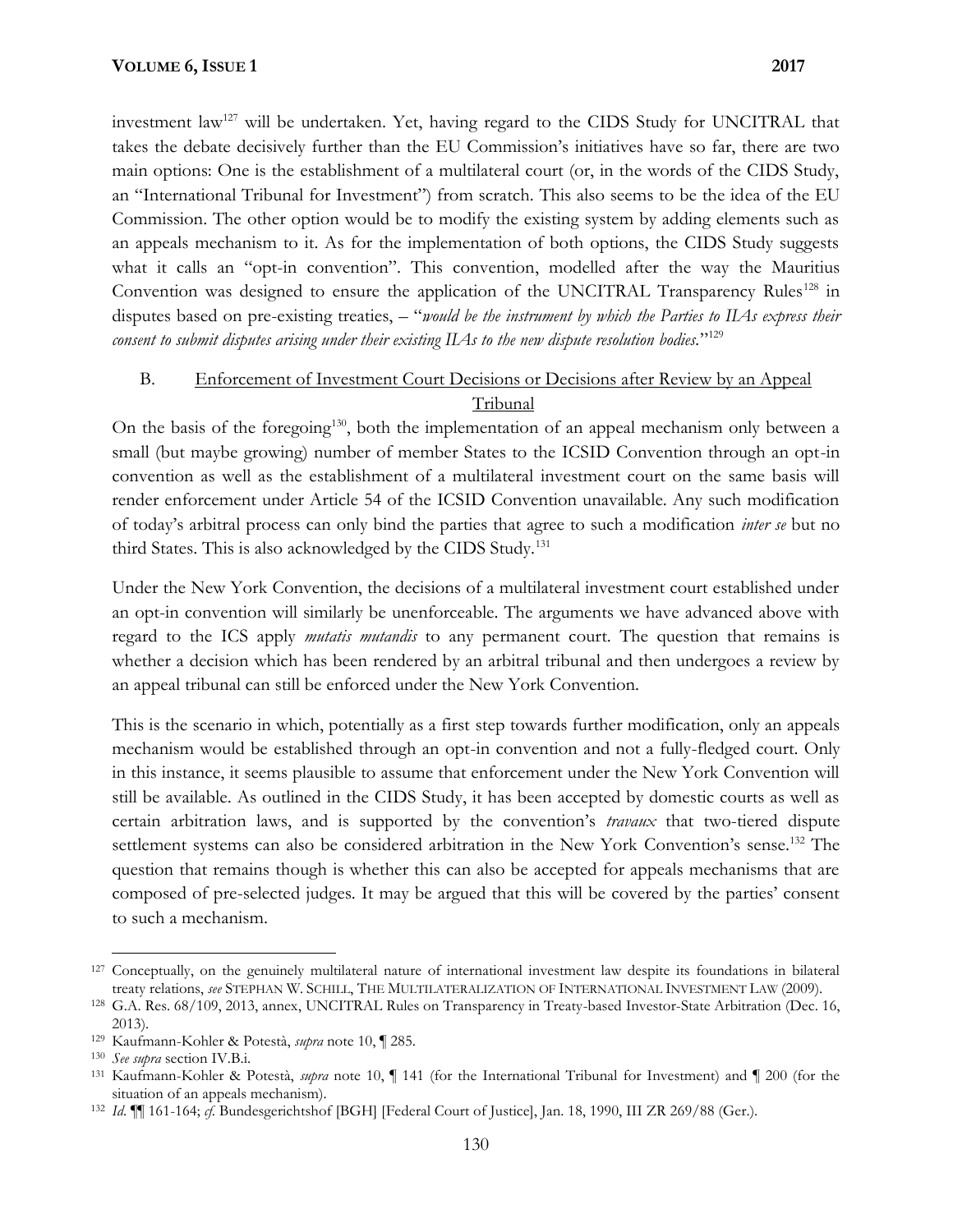investment law[127] will be undertaken. Yet, having regard to the CIDS Study for UNCITRAL that takes the debate decisively further than the EU Commission's initiatives have so far, there are two main options: One is the establishment of a multilateral court (or, in the words of the CIDS Study, an "International Tribunal for Investment") from scratch. This also seems to be the idea of the EU Commission. The other option would be to modify the existing system by adding elements such as an appeals mechanism to it. As for the implementation of both options, the CIDS Study suggests what it calls an "opt-in convention". This convention, modelled after the way the Mauritius Convention was designed to ensure the application of the UNCITRAL Transparency Rules[128] in disputes based on pre-existing treaties, – "*would be the instrument by which the Parties to IIAs express their consent to submit disputes arising under their existing IIAs to the new dispute resolution bodies.*"[129]

### B. Enforcement of Investment Court Decisions or Decisions after Review by an Appeal Tribunal

On the basis of the foregoing[130], both the implementation of an appeal mechanism only between a small (but maybe growing) number of member States to the ICSID Convention through an opt-in convention as well as the establishment of a multilateral investment court on the same basis will render enforcement under Article 54 of the ICSID Convention unavailable. Any such modification of today's arbitral process can only bind the parties that agree to such a modification *inter se* but no third States. This is also acknowledged by the CIDS Study.[131]

Under the New York Convention, the decisions of a multilateral investment court established under an opt-in convention will similarly be unenforceable. The arguments we have advanced above with regard to the ICS apply *mutatis mutandis* to any permanent court. The question that remains is whether a decision which has been rendered by an arbitral tribunal and then undergoes a review by an appeal tribunal can still be enforced under the New York Convention.

This is the scenario in which, potentially as a first step towards further modification, only an appeals mechanism would be established through an opt-in convention and not a fully-fledged court. Only in this instance, it seems plausible to assume that enforcement under the New York Convention will still be available. As outlined in the CIDS Study, it has been accepted by domestic courts as well as certain arbitration laws, and is supported by the convention's *travaux* that two-tiered dispute settlement systems can also be considered arbitration in the New York Convention's sense.[132] The question that remains though is whether this can also be accepted for appeals mechanisms that are composed of pre-selected judges. It may be argued that this will be covered by the parties' consent to such a mechanism.

---

[127] Conceptually, on the genuinely multilateral nature of international investment law despite its foundations in bilateral treaty relations, *see* STEPHAN W. SCHILL, THE MULTILATERALIZATION OF INTERNATIONAL INVESTMENT LAW (2009).

[128] G.A. Res. 68/109, 2013, annex, UNCITRAL Rules on Transparency in Treaty-based Investor-State Arbitration (Dec. 16, 2013).

[129] Kaufmann-Kohler & Potestà, *supra* note 10, ¶ 285.

[130] *See supra* section IV.B.i.

[131] Kaufmann-Kohler & Potestà, *supra* note 10, ¶ 141 (for the International Tribunal for Investment) and ¶ 200 (for the situation of an appeals mechanism).

[132] *Id.* ¶¶ 161-164; *cf.* Bundesgerichtshof [BGH] [Federal Court of Justice], Jan. 18, 1990, III ZR 269/88 (Ger.).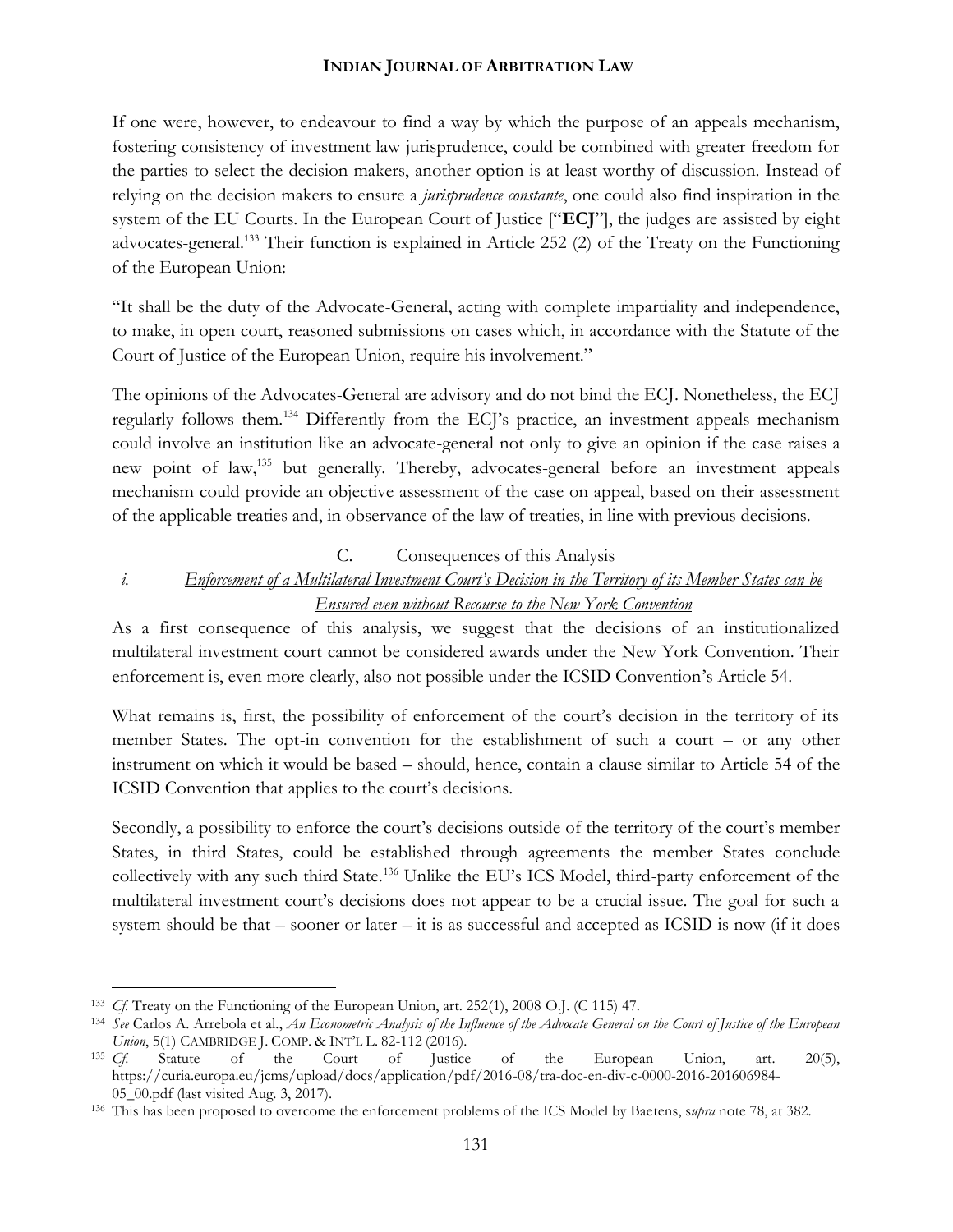If one were, however, to endeavour to find a way by which the purpose of an appeals mechanism, fostering consistency of investment law jurisprudence, could be combined with greater freedom for the parties to select the decision makers, another option is at least worthy of discussion. Instead of relying on the decision makers to ensure a *jurisprudence constante*, one could also find inspiration in the system of the EU Courts. In the European Court of Justice ["**ECJ**"], the judges are assisted by eight advocates-general.[133] Their function is explained in Article 252 (2) of the Treaty on the Functioning of the European Union:

"It shall be the duty of the Advocate-General, acting with complete impartiality and independence, to make, in open court, reasoned submissions on cases which, in accordance with the Statute of the Court of Justice of the European Union, require his involvement."

The opinions of the Advocates-General are advisory and do not bind the ECJ. Nonetheless, the ECJ regularly follows them.[134] Differently from the ECJ's practice, an investment appeals mechanism could involve an institution like an advocate-general not only to give an opinion if the case raises a new point of law,[135] but generally. Thereby, advocates-general before an investment appeals mechanism could provide an objective assessment of the case on appeal, based on their assessment of the applicable treaties and, in observance of the law of treaties, in line with previous decisions.

### C. Consequences of this Analysis

#### *i. Enforcement of a Multilateral Investment Court's Decision in the Territory of its Member States can be Ensured even without Recourse to the New York Convention*

As a first consequence of this analysis, we suggest that the decisions of an institutionalized multilateral investment court cannot be considered awards under the New York Convention. Their enforcement is, even more clearly, also not possible under the ICSID Convention's Article 54.

What remains is, first, the possibility of enforcement of the court's decision in the territory of its member States. The opt-in convention for the establishment of such a court – or any other instrument on which it would be based – should, hence, contain a clause similar to Article 54 of the ICSID Convention that applies to the court's decisions.

Secondly, a possibility to enforce the court's decisions outside of the territory of the court's member States, in third States, could be established through agreements the member States conclude collectively with any such third State.[136] Unlike the EU's ICS Model, third-party enforcement of the multilateral investment court's decisions does not appear to be a crucial issue. The goal for such a system should be that – sooner or later – it is as successful and accepted as ICSID is now (if it does

---

[133] *Cf.* Treaty on the Functioning of the European Union, art. 252(1), 2008 O.J. (C 115) 47.

[134] *See* Carlos A. Arrebola et al., *An Econometric Analysis of the Influence of the Advocate General on the Court of Justice of the European Union*, 5(1) CAMBRIDGE J. COMP. & INT'L L. 82-112 (2016).

[135] *Cf.* Statute of the Court of Justice of the European Union, art. 20(5), https://curia.europa.eu/jcms/upload/docs/application/pdf/2016-08/tra-doc-en-div-c-0000-2016-201606984-05_00.pdf (last visited Aug. 3, 2017).

[136] This has been proposed to overcome the enforcement problems of the ICS Model by Baetens, *supra* note 78, at 382.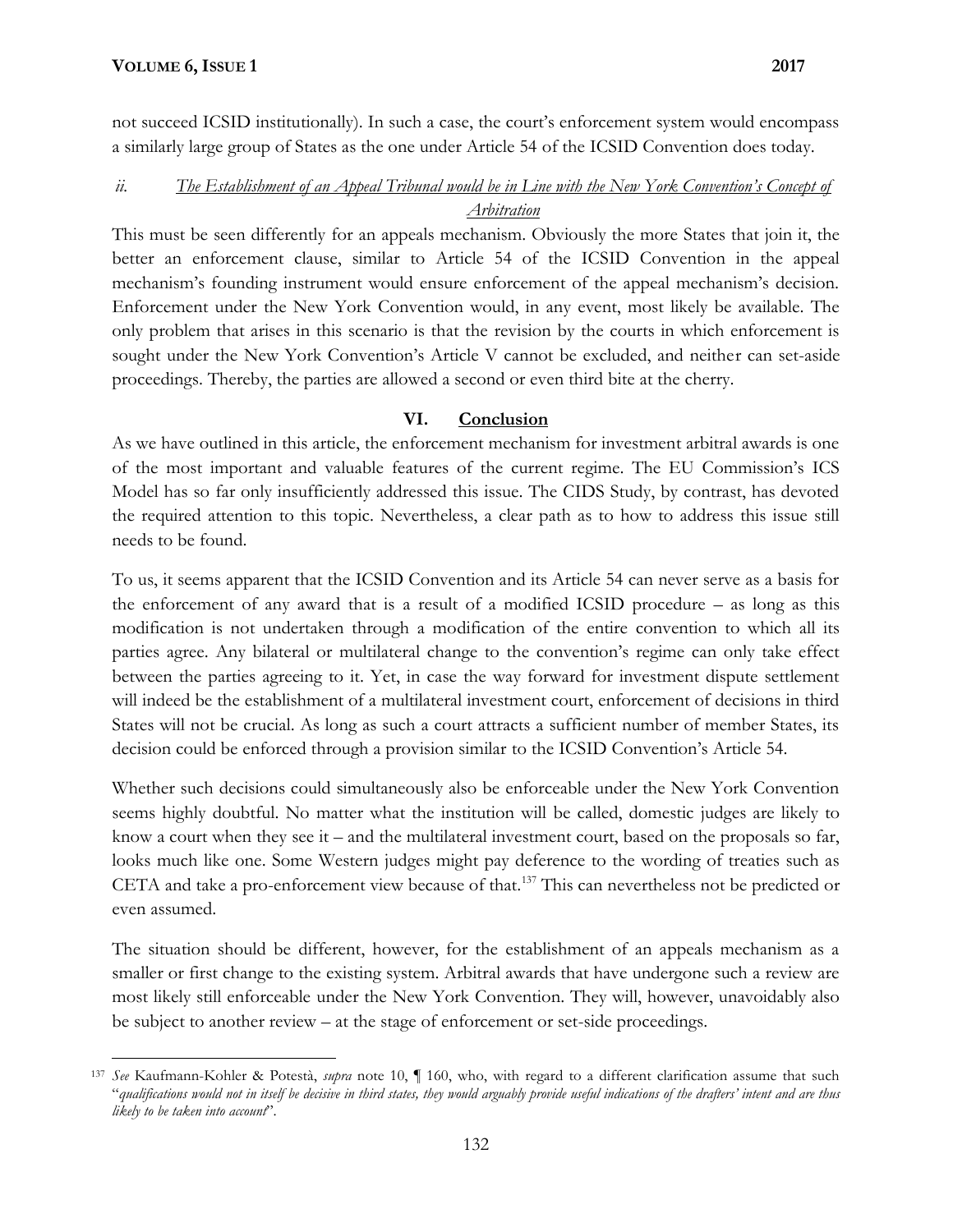not succeed ICSID institutionally). In such a case, the court's enforcement system would encompass a similarly large group of States as the one under Article 54 of the ICSID Convention does today.

### *ii. The Establishment of an Appeal Tribunal would be in Line with the New York Convention's Concept of Arbitration*

This must be seen differently for an appeals mechanism. Obviously the more States that join it, the better an enforcement clause, similar to Article 54 of the ICSID Convention in the appeal mechanism's founding instrument would ensure enforcement of the appeal mechanism's decision. Enforcement under the New York Convention would, in any event, most likely be available. The only problem that arises in this scenario is that the revision by the courts in which enforcement is sought under the New York Convention's Article V cannot be excluded, and neither can set-aside proceedings. Thereby, the parties are allowed a second or even third bite at the cherry.

## VI. Conclusion

As we have outlined in this article, the enforcement mechanism for investment arbitral awards is one of the most important and valuable features of the current regime. The EU Commission's ICS Model has so far only insufficiently addressed this issue. The CIDS Study, by contrast, has devoted the required attention to this topic. Nevertheless, a clear path as to how to address this issue still needs to be found.

To us, it seems apparent that the ICSID Convention and its Article 54 can never serve as a basis for the enforcement of any award that is a result of a modified ICSID procedure – as long as this modification is not undertaken through a modification of the entire convention to which all its parties agree. Any bilateral or multilateral change to the convention's regime can only take effect between the parties agreeing to it. Yet, in case the way forward for investment dispute settlement will indeed be the establishment of a multilateral investment court, enforcement of decisions in third States will not be crucial. As long as such a court attracts a sufficient number of member States, its decision could be enforced through a provision similar to the ICSID Convention's Article 54.

Whether such decisions could simultaneously also be enforceable under the New York Convention seems highly doubtful. No matter what the institution will be called, domestic judges are likely to know a court when they see it – and the multilateral investment court, based on the proposals so far, looks much like one. Some Western judges might pay deference to the wording of treaties such as CETA and take a pro-enforcement view because of that.[137] This can nevertheless not be predicted or even assumed.

The situation should be different, however, for the establishment of an appeals mechanism as a smaller or first change to the existing system. Arbitral awards that have undergone such a review are most likely still enforceable under the New York Convention. They will, however, unavoidably also be subject to another review – at the stage of enforcement or set-side proceedings.

---

[137] *See* Kaufmann-Kohler & Potestà, *supra* note 10, ¶ 160, who, with regard to a different clarification assume that such "*qualifications would not in itself be decisive in third states, they would arguably provide useful indications of the drafters' intent and are thus likely to be taken into account*".